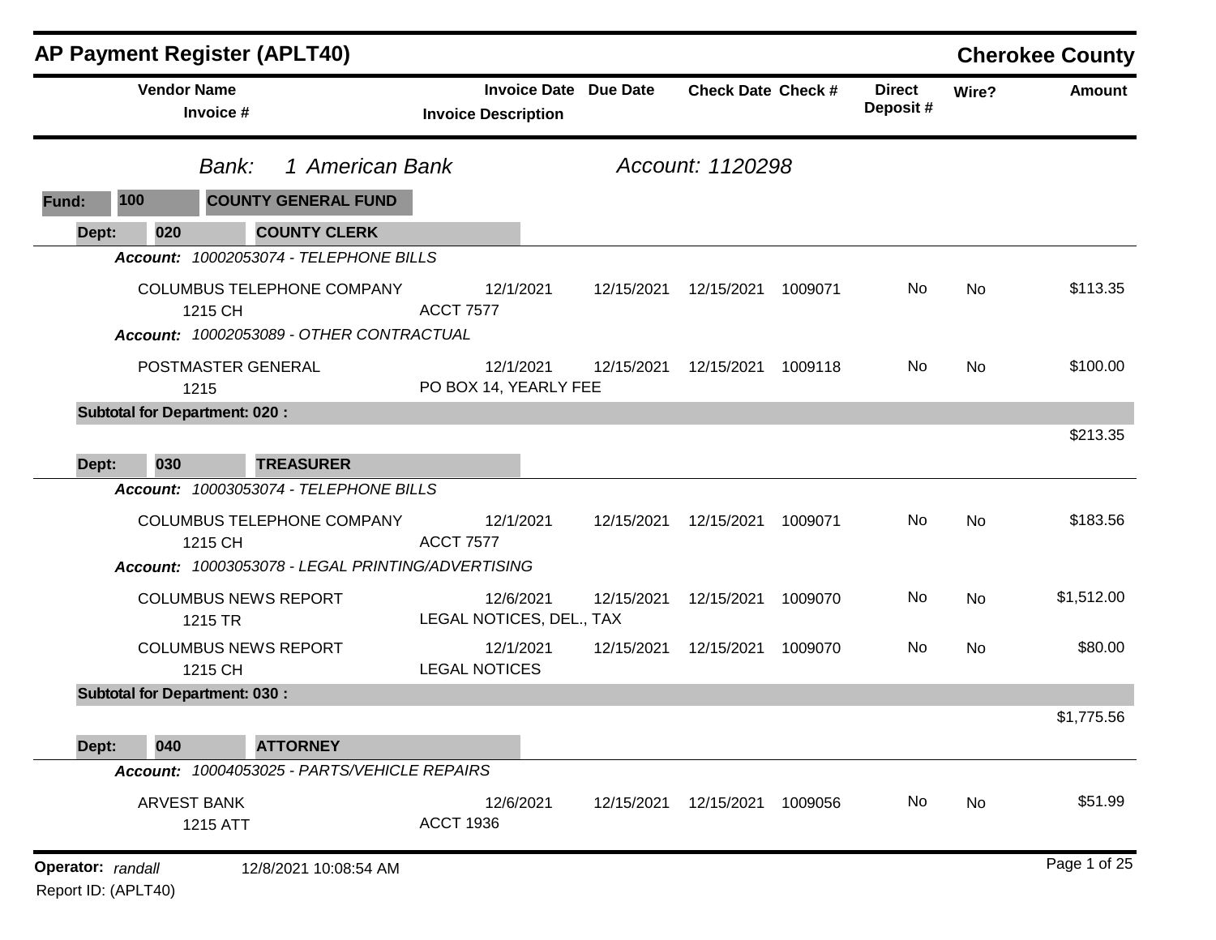# AP Payment Register (APLT40)

**Cherokee County**

| Vendor Name / Invoice # | Invoice Date / Invoice Description | Due Date | Check Date | Check # | Direct Deposit # | Wire? | Amount |
|---|---|---|---|---|---|---|---|

*Bank:* *1 American Bank* *Account: 1120298*

**Fund: 100 COUNTY GENERAL FUND**

**Dept: 020 COUNTY CLERK**

***Account:*** *10002053074 - TELEPHONE BILLS*

| Vendor Name / Invoice # | Invoice Date / Invoice Description | Due Date | Check Date | Check # | Direct Deposit # | Wire? | Amount |
|---|---|---|---|---|---|---|---|
| COLUMBUS TELEPHONE COMPANY<br>1215 CH | 12/1/2021<br>ACCT 7577 | 12/15/2021 | 12/15/2021 | 1009071 | No | No | $113.35 |

***Account:*** *10002053089 - OTHER CONTRACTUAL*

| Vendor Name / Invoice # | Invoice Date / Invoice Description | Due Date | Check Date | Check # | Direct Deposit # | Wire? | Amount |
|---|---|---|---|---|---|---|---|
| POSTMASTER GENERAL<br>1215 | 12/1/2021<br>PO BOX 14, YEARLY FEE | 12/15/2021 | 12/15/2021 | 1009118 | No | No | $100.00 |

**Subtotal for Department: 020 :** $213.35

**Dept: 030 TREASURER**

***Account:*** *10003053074 - TELEPHONE BILLS*

| Vendor Name / Invoice # | Invoice Date / Invoice Description | Due Date | Check Date | Check # | Direct Deposit # | Wire? | Amount |
|---|---|---|---|---|---|---|---|
| COLUMBUS TELEPHONE COMPANY<br>1215 CH | 12/1/2021<br>ACCT 7577 | 12/15/2021 | 12/15/2021 | 1009071 | No | No | $183.56 |

***Account:*** *10003053078 - LEGAL PRINTING/ADVERTISING*

| Vendor Name / Invoice # | Invoice Date / Invoice Description | Due Date | Check Date | Check # | Direct Deposit # | Wire? | Amount |
|---|---|---|---|---|---|---|---|
| COLUMBUS NEWS REPORT<br>1215 TR | 12/6/2021<br>LEGAL NOTICES, DEL., TAX | 12/15/2021 | 12/15/2021 | 1009070 | No | No | $1,512.00 |
| COLUMBUS NEWS REPORT<br>1215 CH | 12/1/2021<br>LEGAL NOTICES | 12/15/2021 | 12/15/2021 | 1009070 | No | No | $80.00 |

**Subtotal for Department: 030 :** $1,775.56

**Dept: 040 ATTORNEY**

***Account:*** *10004053025 - PARTS/VEHICLE REPAIRS*

| Vendor Name / Invoice # | Invoice Date / Invoice Description | Due Date | Check Date | Check # | Direct Deposit # | Wire? | Amount |
|---|---|---|---|---|---|---|---|
| ARVEST BANK<br>1215 ATT | 12/6/2021<br>ACCT 1936 | 12/15/2021 | 12/15/2021 | 1009056 | No | No | $51.99 |

**Operator:** *randall* 12/8/2021 10:08:54 AM

Report ID: (APLT40)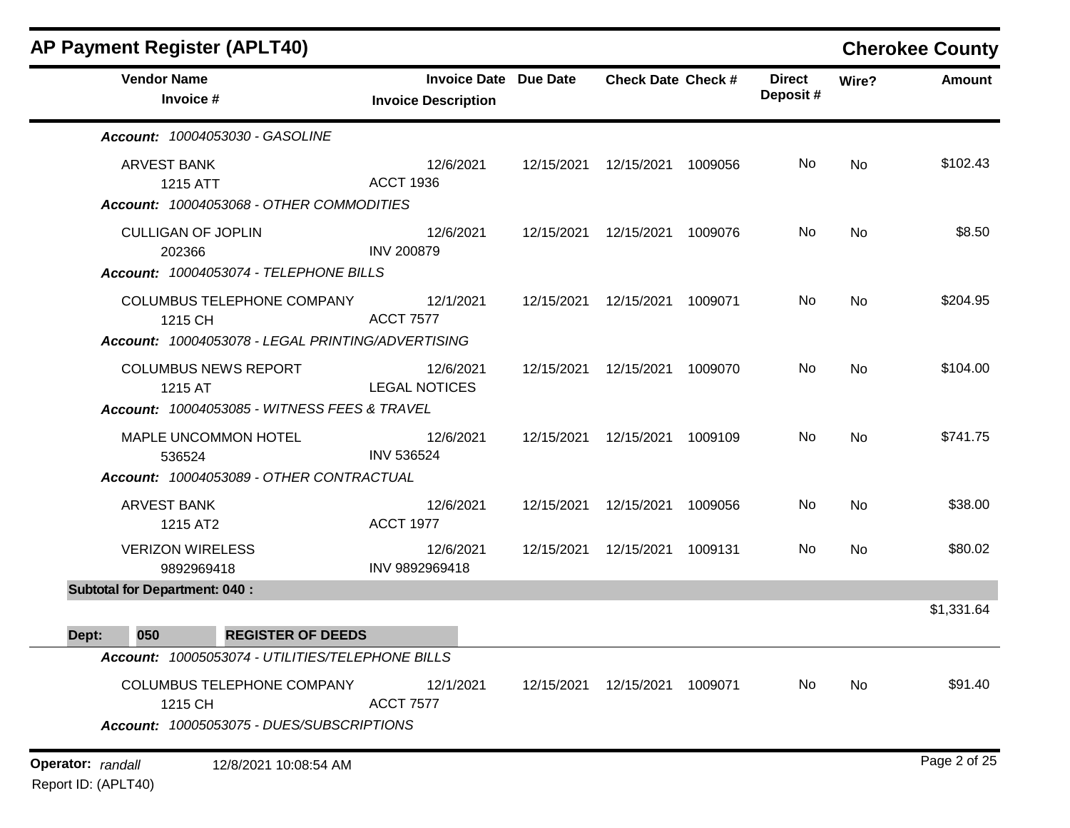## AP Payment Register (APLT40)

**Cherokee County**

| Vendor Name / Invoice # | Invoice Date / Invoice Description | Due Date | Check Date | Check # | Direct Deposit # | Wire? | Amount |
|---|---|---|---|---|---|---|---|
| ***Account: 10004053030 - GASOLINE*** | | | | | | | |
| ARVEST BANK<br>1215 ATT | 12/6/2021<br>ACCT 1936 | 12/15/2021 | 12/15/2021 | 1009056 | No | No | $102.43 |
| ***Account: 10004053068 - OTHER COMMODITIES*** | | | | | | | |
| CULLIGAN OF JOPLIN<br>202366 | 12/6/2021<br>INV 200879 | 12/15/2021 | 12/15/2021 | 1009076 | No | No | $8.50 |
| ***Account: 10004053074 - TELEPHONE BILLS*** | | | | | | | |
| COLUMBUS TELEPHONE COMPANY<br>1215 CH | 12/1/2021<br>ACCT 7577 | 12/15/2021 | 12/15/2021 | 1009071 | No | No | $204.95 |
| ***Account: 10004053078 - LEGAL PRINTING/ADVERTISING*** | | | | | | | |
| COLUMBUS NEWS REPORT<br>1215 AT | 12/6/2021<br>LEGAL NOTICES | 12/15/2021 | 12/15/2021 | 1009070 | No | No | $104.00 |
| ***Account: 10004053085 - WITNESS FEES & TRAVEL*** | | | | | | | |
| MAPLE UNCOMMON HOTEL<br>536524 | 12/6/2021<br>INV 536524 | 12/15/2021 | 12/15/2021 | 1009109 | No | No | $741.75 |
| ***Account: 10004053089 - OTHER CONTRACTUAL*** | | | | | | | |
| ARVEST BANK<br>1215 AT2 | 12/6/2021<br>ACCT 1977 | 12/15/2021 | 12/15/2021 | 1009056 | No | No | $38.00 |
| VERIZON WIRELESS<br>9892969418 | 12/6/2021<br>INV 9892969418 | 12/15/2021 | 12/15/2021 | 1009131 | No | No | $80.02 |
| **Subtotal for Department: 040 :** | | | | | | | $1,331.64 |

**Dept: 050 REGISTER OF DEEDS**

| Vendor Name / Invoice # | Invoice Date / Invoice Description | Due Date | Check Date | Check # | Direct Deposit # | Wire? | Amount |
|---|---|---|---|---|---|---|---|
| ***Account: 10005053074 - UTILITIES/TELEPHONE BILLS*** | | | | | | | |
| COLUMBUS TELEPHONE COMPANY<br>1215 CH | 12/1/2021<br>ACCT 7577 | 12/15/2021 | 12/15/2021 | 1009071 | No | No | $91.40 |
| ***Account: 10005053075 - DUES/SUBSCRIPTIONS*** | | | | | | | |

Operator: *randall* 12/8/2021 10:08:54 AM
Report ID: (APLT40)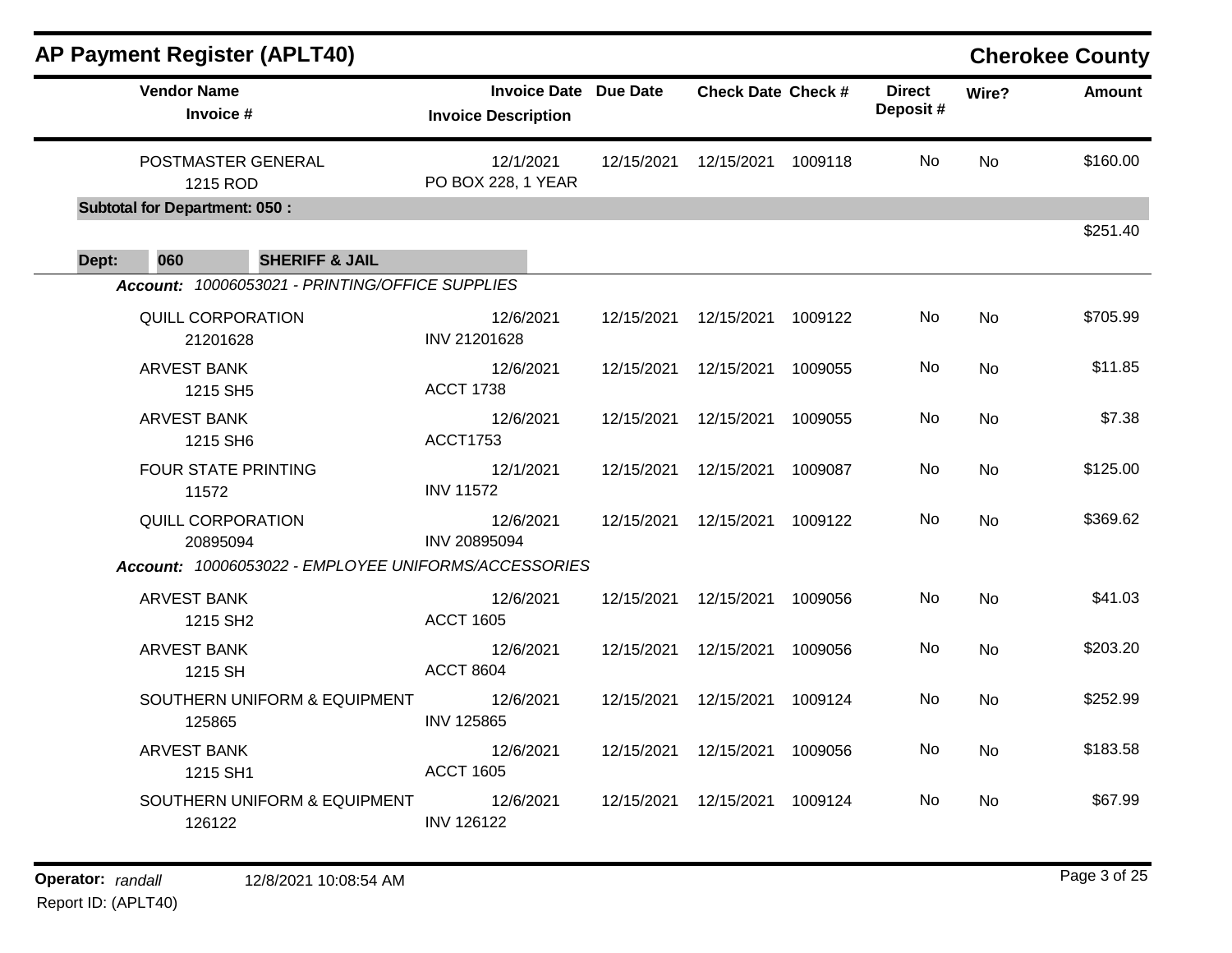## AP Payment Register (APLT40)

**Cherokee County**

| Vendor Name / Invoice # | Invoice Date / Invoice Description | Due Date | Check Date | Check # | Direct Deposit # | Wire? | Amount |
|---|---|---|---|---|---|---|---|
| POSTMASTER GENERAL<br>1215 ROD | 12/1/2021<br>PO BOX 228, 1 YEAR | 12/15/2021 | 12/15/2021 | 1009118 | No | No | $160.00 |
| **Subtotal for Department: 050 :** | | | | | | | $251.40 |
| **Dept: 060 SHERIFF & JAIL** | | | | | | | |
| ***Account:*** *10006053021 - PRINTING/OFFICE SUPPLIES* | | | | | | | |
| QUILL CORPORATION<br>21201628 | 12/6/2021<br>INV 21201628 | 12/15/2021 | 12/15/2021 | 1009122 | No | No | $705.99 |
| ARVEST BANK<br>1215 SH5 | 12/6/2021<br>ACCT 1738 | 12/15/2021 | 12/15/2021 | 1009055 | No | No | $11.85 |
| ARVEST BANK<br>1215 SH6 | 12/6/2021<br>ACCT1753 | 12/15/2021 | 12/15/2021 | 1009055 | No | No | $7.38 |
| FOUR STATE PRINTING<br>11572 | 12/1/2021<br>INV 11572 | 12/15/2021 | 12/15/2021 | 1009087 | No | No | $125.00 |
| QUILL CORPORATION<br>20895094 | 12/6/2021<br>INV 20895094 | 12/15/2021 | 12/15/2021 | 1009122 | No | No | $369.62 |
| ***Account:*** *10006053022 - EMPLOYEE UNIFORMS/ACCESSORIES* | | | | | | | |
| ARVEST BANK<br>1215 SH2 | 12/6/2021<br>ACCT 1605 | 12/15/2021 | 12/15/2021 | 1009056 | No | No | $41.03 |
| ARVEST BANK<br>1215 SH | 12/6/2021<br>ACCT 8604 | 12/15/2021 | 12/15/2021 | 1009056 | No | No | $203.20 |
| SOUTHERN UNIFORM & EQUIPMENT<br>125865 | 12/6/2021<br>INV 125865 | 12/15/2021 | 12/15/2021 | 1009124 | No | No | $252.99 |
| ARVEST BANK<br>1215 SH1 | 12/6/2021<br>ACCT 1605 | 12/15/2021 | 12/15/2021 | 1009056 | No | No | $183.58 |
| SOUTHERN UNIFORM & EQUIPMENT<br>126122 | 12/6/2021<br>INV 126122 | 12/15/2021 | 12/15/2021 | 1009124 | No | No | $67.99 |

**Operator:** *randall* 12/8/2021 10:08:54 AM

Report ID: (APLT40)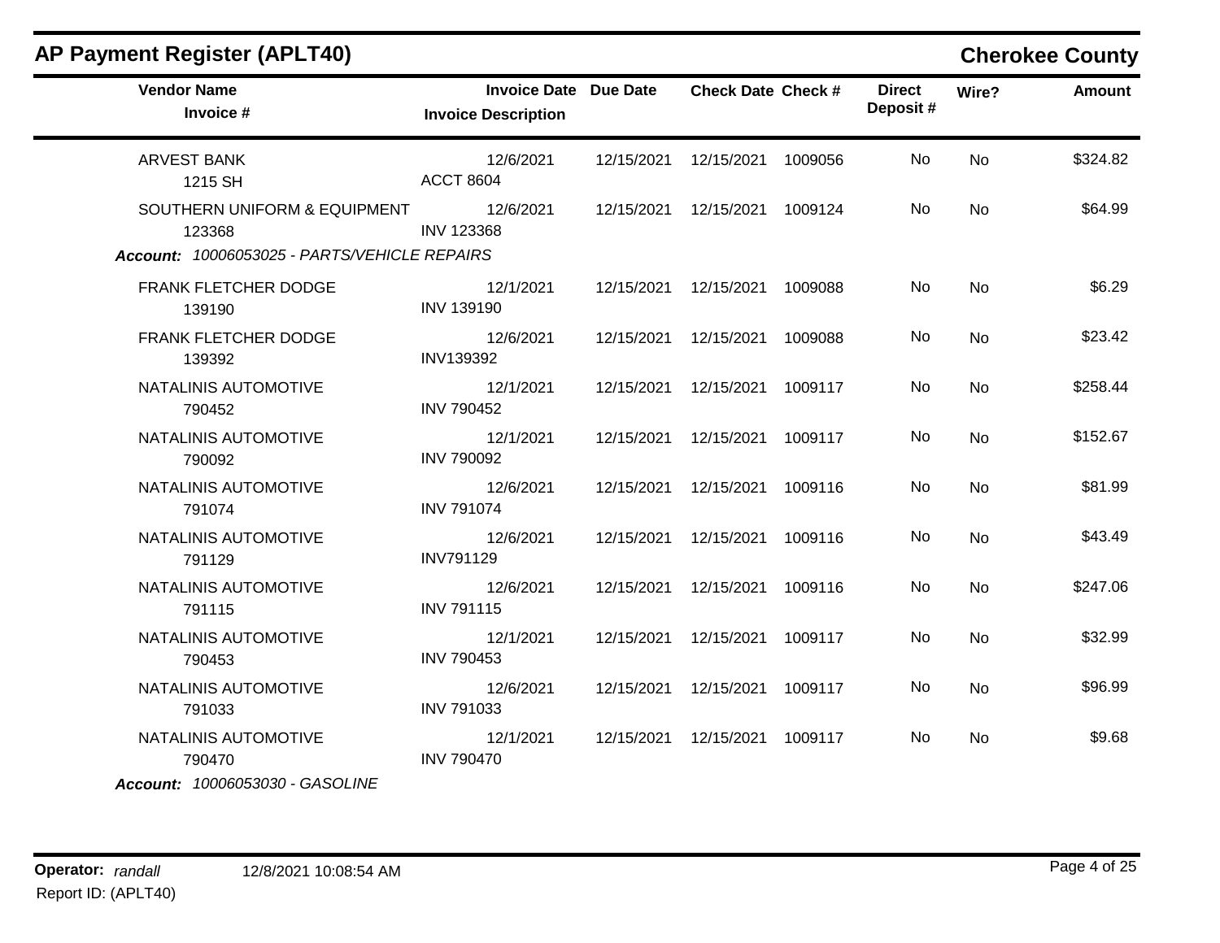# AP Payment Register (APLT40)

## Cherokee County

| Vendor Name / Invoice # | Invoice Date / Invoice Description | Due Date | Check Date | Check # | Direct Deposit # | Wire? | Amount |
|---|---|---|---|---|---|---|---|
| ARVEST BANK<br>1215 SH | 12/6/2021<br>ACCT 8604 | 12/15/2021 | 12/15/2021 | 1009056 | No | No | $324.82 |
| SOUTHERN UNIFORM & EQUIPMENT<br>123368 | 12/6/2021<br>INV 123368 | 12/15/2021 | 12/15/2021 | 1009124 | No | No | $64.99 |

***Account:*** *10006053025 - PARTS/VEHICLE REPAIRS*

| Vendor Name / Invoice # | Invoice Date / Invoice Description | Due Date | Check Date | Check # | Direct Deposit # | Wire? | Amount |
|---|---|---|---|---|---|---|---|
| FRANK FLETCHER DODGE<br>139190 | 12/1/2021<br>INV 139190 | 12/15/2021 | 12/15/2021 | 1009088 | No | No | $6.29 |
| FRANK FLETCHER DODGE<br>139392 | 12/6/2021<br>INV139392 | 12/15/2021 | 12/15/2021 | 1009088 | No | No | $23.42 |
| NATALINIS AUTOMOTIVE<br>790452 | 12/1/2021<br>INV 790452 | 12/15/2021 | 12/15/2021 | 1009117 | No | No | $258.44 |
| NATALINIS AUTOMOTIVE<br>790092 | 12/1/2021<br>INV 790092 | 12/15/2021 | 12/15/2021 | 1009117 | No | No | $152.67 |
| NATALINIS AUTOMOTIVE<br>791074 | 12/6/2021<br>INV 791074 | 12/15/2021 | 12/15/2021 | 1009116 | No | No | $81.99 |
| NATALINIS AUTOMOTIVE<br>791129 | 12/6/2021<br>INV791129 | 12/15/2021 | 12/15/2021 | 1009116 | No | No | $43.49 |
| NATALINIS AUTOMOTIVE<br>791115 | 12/6/2021<br>INV 791115 | 12/15/2021 | 12/15/2021 | 1009116 | No | No | $247.06 |
| NATALINIS AUTOMOTIVE<br>790453 | 12/1/2021<br>INV 790453 | 12/15/2021 | 12/15/2021 | 1009117 | No | No | $32.99 |
| NATALINIS AUTOMOTIVE<br>791033 | 12/6/2021<br>INV 791033 | 12/15/2021 | 12/15/2021 | 1009117 | No | No | $96.99 |
| NATALINIS AUTOMOTIVE<br>790470 | 12/1/2021<br>INV 790470 | 12/15/2021 | 12/15/2021 | 1009117 | No | No | $9.68 |

***Account:*** *10006053030 - GASOLINE*

**Operator:** *randall* 12/8/2021 10:08:54 AM

Report ID: (APLT40)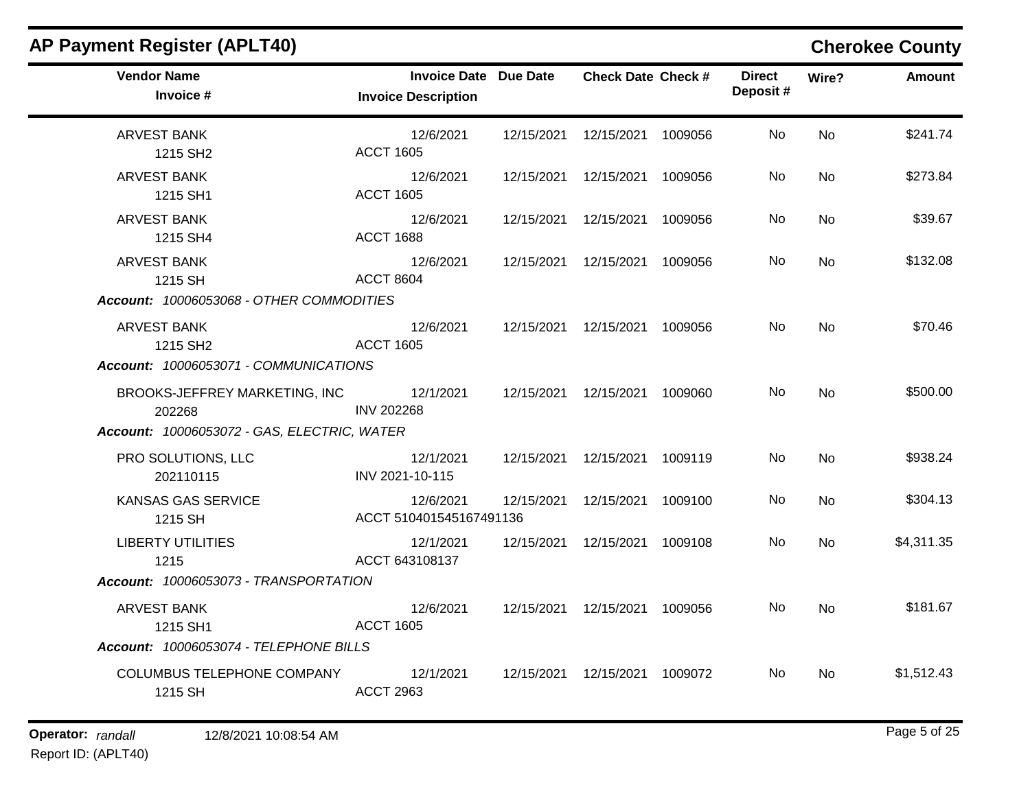## AP Payment Register (APLT40)

**Cherokee County**

| Vendor Name / Invoice # | Invoice Date / Invoice Description | Due Date | Check Date | Check # | Direct Deposit # | Wire? | Amount |
|---|---|---|---|---|---|---|---|
| ARVEST BANK<br>1215 SH2 | 12/6/2021<br>ACCT 1605 | 12/15/2021 | 12/15/2021 | 1009056 | No | No | $241.74 |
| ARVEST BANK<br>1215 SH1 | 12/6/2021<br>ACCT 1605 | 12/15/2021 | 12/15/2021 | 1009056 | No | No | $273.84 |
| ARVEST BANK<br>1215 SH4 | 12/6/2021<br>ACCT 1688 | 12/15/2021 | 12/15/2021 | 1009056 | No | No | $39.67 |
| ARVEST BANK<br>1215 SH | 12/6/2021<br>ACCT 8604 | 12/15/2021 | 12/15/2021 | 1009056 | No | No | $132.08 |
| ***Account:** 10006053068 - OTHER COMMODITIES* | | | | | | | |
| ARVEST BANK<br>1215 SH2 | 12/6/2021<br>ACCT 1605 | 12/15/2021 | 12/15/2021 | 1009056 | No | No | $70.46 |
| ***Account:** 10006053071 - COMMUNICATIONS* | | | | | | | |
| BROOKS-JEFFREY MARKETING, INC<br>202268 | 12/1/2021<br>INV 202268 | 12/15/2021 | 12/15/2021 | 1009060 | No | No | $500.00 |
| ***Account:** 10006053072 - GAS, ELECTRIC, WATER* | | | | | | | |
| PRO SOLUTIONS, LLC<br>202110115 | 12/1/2021<br>INV 2021-10-115 | 12/15/2021 | 12/15/2021 | 1009119 | No | No | $938.24 |
| KANSAS GAS SERVICE<br>1215 SH | 12/6/2021<br>ACCT 510401545167491136 | 12/15/2021 | 12/15/2021 | 1009100 | No | No | $304.13 |
| LIBERTY UTILITIES<br>1215 | 12/1/2021<br>ACCT 643108137 | 12/15/2021 | 12/15/2021 | 1009108 | No | No | $4,311.35 |
| ***Account:** 10006053073 - TRANSPORTATION* | | | | | | | |
| ARVEST BANK<br>1215 SH1 | 12/6/2021<br>ACCT 1605 | 12/15/2021 | 12/15/2021 | 1009056 | No | No | $181.67 |
| ***Account:** 10006053074 - TELEPHONE BILLS* | | | | | | | |
| COLUMBUS TELEPHONE COMPANY<br>1215 SH | 12/1/2021<br>ACCT 2963 | 12/15/2021 | 12/15/2021 | 1009072 | No | No | $1,512.43 |

**Operator:** *randall* 12/8/2021 10:08:54 AM

Report ID: (APLT40)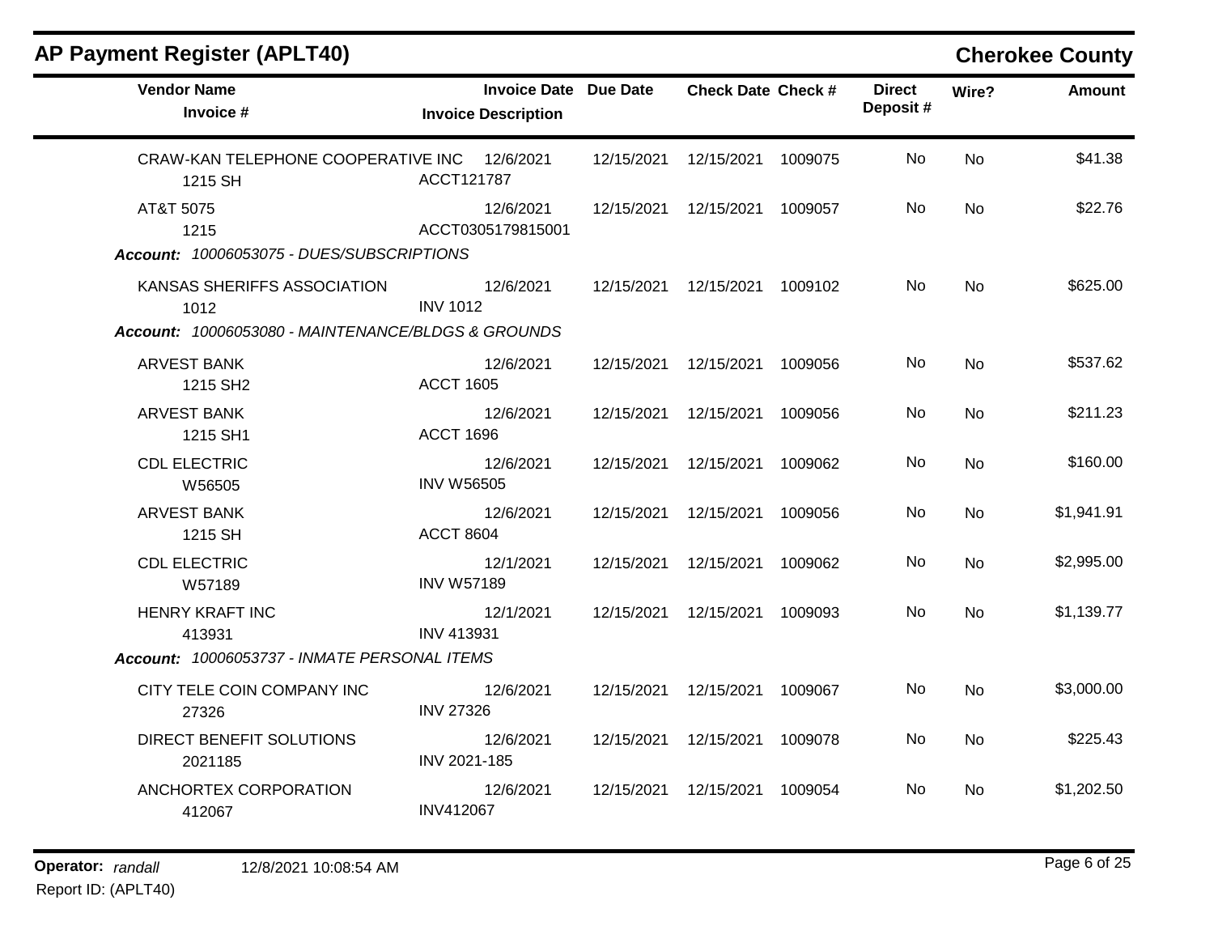## AP Payment Register (APLT40)

**Cherokee County**

| Vendor Name / Invoice # | Invoice Date / Invoice Description | Due Date | Check Date | Check # | Direct Deposit # | Wire? | Amount |
|---|---|---|---|---|---|---|---|
| CRAW-KAN TELEPHONE COOPERATIVE INC<br>1215 SH | 12/6/2021<br>ACCT121787 | 12/15/2021 | 12/15/2021 | 1009075 | No | No | $41.38 |
| AT&T 5075<br>1215 | 12/6/2021<br>ACCT0305179815001 | 12/15/2021 | 12/15/2021 | 1009057 | No | No | $22.76 |
| ***Account:** 10006053075 - DUES/SUBSCRIPTIONS* | | | | | | | |
| KANSAS SHERIFFS ASSOCIATION<br>1012 | 12/6/2021<br>INV 1012 | 12/15/2021 | 12/15/2021 | 1009102 | No | No | $625.00 |
| ***Account:** 10006053080 - MAINTENANCE/BLDGS & GROUNDS* | | | | | | | |
| ARVEST BANK<br>1215 SH2 | 12/6/2021<br>ACCT 1605 | 12/15/2021 | 12/15/2021 | 1009056 | No | No | $537.62 |
| ARVEST BANK<br>1215 SH1 | 12/6/2021<br>ACCT 1696 | 12/15/2021 | 12/15/2021 | 1009056 | No | No | $211.23 |
| CDL ELECTRIC<br>W56505 | 12/6/2021<br>INV W56505 | 12/15/2021 | 12/15/2021 | 1009062 | No | No | $160.00 |
| ARVEST BANK<br>1215 SH | 12/6/2021<br>ACCT 8604 | 12/15/2021 | 12/15/2021 | 1009056 | No | No | $1,941.91 |
| CDL ELECTRIC<br>W57189 | 12/1/2021<br>INV W57189 | 12/15/2021 | 12/15/2021 | 1009062 | No | No | $2,995.00 |
| HENRY KRAFT INC<br>413931 | 12/1/2021<br>INV 413931 | 12/15/2021 | 12/15/2021 | 1009093 | No | No | $1,139.77 |
| ***Account:** 10006053737 - INMATE PERSONAL ITEMS* | | | | | | | |
| CITY TELE COIN COMPANY INC<br>27326 | 12/6/2021<br>INV 27326 | 12/15/2021 | 12/15/2021 | 1009067 | No | No | $3,000.00 |
| DIRECT BENEFIT SOLUTIONS<br>2021185 | 12/6/2021<br>INV 2021-185 | 12/15/2021 | 12/15/2021 | 1009078 | No | No | $225.43 |
| ANCHORTEX CORPORATION<br>412067 | 12/6/2021<br>INV412067 | 12/15/2021 | 12/15/2021 | 1009054 | No | No | $1,202.50 |

**Operator:** *randall* 12/8/2021 10:08:54 AM
Report ID: (APLT40)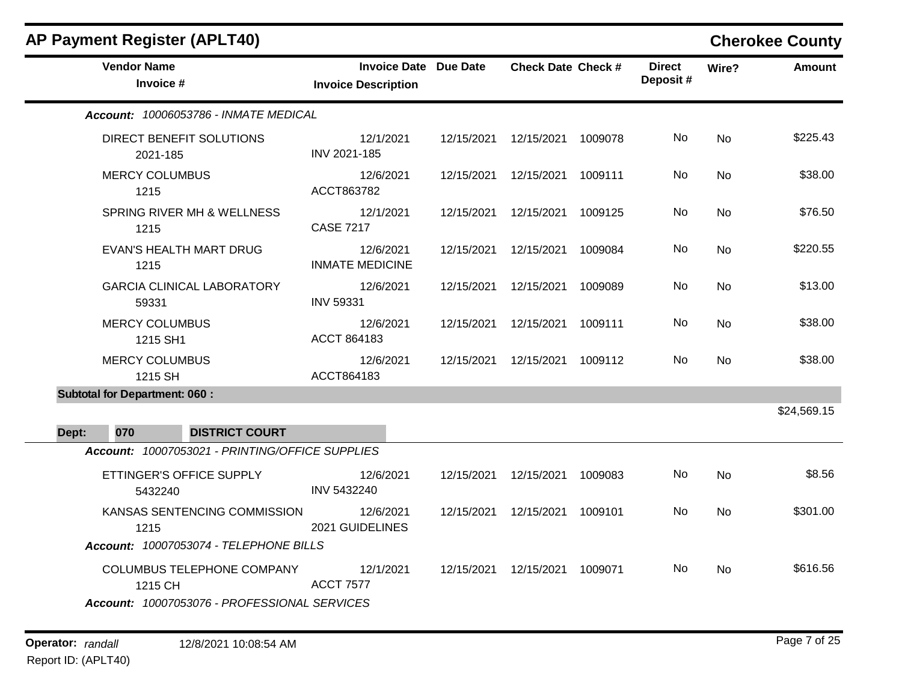## AP Payment Register (APLT40)

## Cherokee County

| Vendor Name / Invoice # | Invoice Date / Invoice Description | Due Date | Check Date | Check # | Direct Deposit # | Wire? | Amount |
|---|---|---|---|---|---|---|---|
| ***Account:* 10006053786 - INMATE MEDICAL** | | | | | | | |
| DIRECT BENEFIT SOLUTIONS 2021-185 | 12/1/2021 INV 2021-185 | 12/15/2021 | 12/15/2021 | 1009078 | No | No | $225.43 |
| MERCY COLUMBUS 1215 | 12/6/2021 ACCT863782 | 12/15/2021 | 12/15/2021 | 1009111 | No | No | $38.00 |
| SPRING RIVER MH & WELLNESS 1215 | 12/1/2021 CASE 7217 | 12/15/2021 | 12/15/2021 | 1009125 | No | No | $76.50 |
| EVAN'S HEALTH MART DRUG 1215 | 12/6/2021 INMATE MEDICINE | 12/15/2021 | 12/15/2021 | 1009084 | No | No | $220.55 |
| GARCIA CLINICAL LABORATORY 59331 | 12/6/2021 INV 59331 | 12/15/2021 | 12/15/2021 | 1009089 | No | No | $13.00 |
| MERCY COLUMBUS 1215 SH1 | 12/6/2021 ACCT 864183 | 12/15/2021 | 12/15/2021 | 1009111 | No | No | $38.00 |
| MERCY COLUMBUS 1215 SH | 12/6/2021 ACCT864183 | 12/15/2021 | 12/15/2021 | 1009112 | No | No | $38.00 |
| **Subtotal for Department: 060 :** | | | | | | | $24,569.15 |
| **Dept: 070 DISTRICT COURT** | | | | | | | |
| ***Account:* 10007053021 - PRINTING/OFFICE SUPPLIES** | | | | | | | |
| ETTINGER'S OFFICE SUPPLY 5432240 | 12/6/2021 INV 5432240 | 12/15/2021 | 12/15/2021 | 1009083 | No | No | $8.56 |
| KANSAS SENTENCING COMMISSION 1215 | 12/6/2021 2021 GUIDELINES | 12/15/2021 | 12/15/2021 | 1009101 | No | No | $301.00 |
| ***Account:* 10007053074 - TELEPHONE BILLS** | | | | | | | |
| COLUMBUS TELEPHONE COMPANY 1215 CH | 12/1/2021 ACCT 7577 | 12/15/2021 | 12/15/2021 | 1009071 | No | No | $616.56 |
| ***Account:* 10007053076 - PROFESSIONAL SERVICES** | | | | | | | |

**Operator:** *randall* 12/8/2021 10:08:54 AM
Report ID: (APLT40)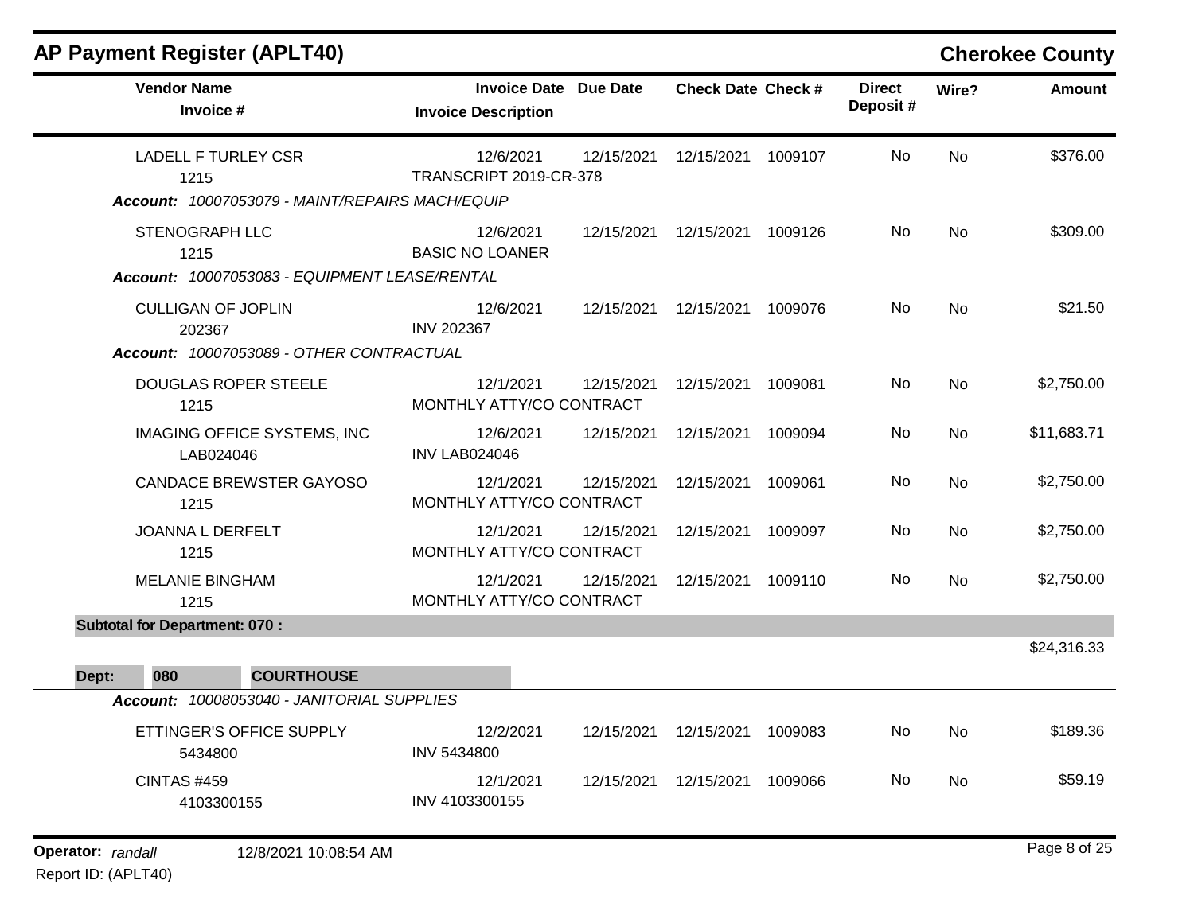## AP Payment Register (APLT40)

**Cherokee County**

| Vendor Name / Invoice # | Invoice Date / Invoice Description | Due Date | Check Date | Check # | Direct Deposit # | Wire? | Amount |
|---|---|---|---|---|---|---|---|
| LADELL F TURLEY CSR<br>1215 | 12/6/2021<br>TRANSCRIPT 2019-CR-378 | 12/15/2021 | 12/15/2021 | 1009107 | No | No | $376.00 |
| ***Account:*** *10007053079 - MAINT/REPAIRS MACH/EQUIP* | | | | | | | |
| STENOGRAPH LLC<br>1215 | 12/6/2021<br>BASIC NO LOANER | 12/15/2021 | 12/15/2021 | 1009126 | No | No | $309.00 |
| ***Account:*** *10007053083 - EQUIPMENT LEASE/RENTAL* | | | | | | | |
| CULLIGAN OF JOPLIN<br>202367 | 12/6/2021<br>INV 202367 | 12/15/2021 | 12/15/2021 | 1009076 | No | No | $21.50 |
| ***Account:*** *10007053089 - OTHER CONTRACTUAL* | | | | | | | |
| DOUGLAS ROPER STEELE<br>1215 | 12/1/2021<br>MONTHLY ATTY/CO CONTRACT | 12/15/2021 | 12/15/2021 | 1009081 | No | No | $2,750.00 |
| IMAGING OFFICE SYSTEMS, INC<br>LAB024046 | 12/6/2021<br>INV LAB024046 | 12/15/2021 | 12/15/2021 | 1009094 | No | No | $11,683.71 |
| CANDACE BREWSTER GAYOSO<br>1215 | 12/1/2021<br>MONTHLY ATTY/CO CONTRACT | 12/15/2021 | 12/15/2021 | 1009061 | No | No | $2,750.00 |
| JOANNA L DERFELT<br>1215 | 12/1/2021<br>MONTHLY ATTY/CO CONTRACT | 12/15/2021 | 12/15/2021 | 1009097 | No | No | $2,750.00 |
| MELANIE BINGHAM<br>1215 | 12/1/2021<br>MONTHLY ATTY/CO CONTRACT | 12/15/2021 | 12/15/2021 | 1009110 | No | No | $2,750.00 |
| **Subtotal for Department: 070 :** | | | | | | | $24,316.33 |

**Dept: 080 COURTHOUSE**

| Vendor Name / Invoice # | Invoice Date / Invoice Description | Due Date | Check Date | Check # | Direct Deposit # | Wire? | Amount |
|---|---|---|---|---|---|---|---|
| ***Account:*** *10008053040 - JANITORIAL SUPPLIES* | | | | | | | |
| ETTINGER'S OFFICE SUPPLY<br>5434800 | 12/2/2021<br>INV 5434800 | 12/15/2021 | 12/15/2021 | 1009083 | No | No | $189.36 |
| CINTAS #459<br>4103300155 | 12/1/2021<br>INV 4103300155 | 12/15/2021 | 12/15/2021 | 1009066 | No | No | $59.19 |

**Operator:** *randall* 12/8/2021 10:08:54 AM

Report ID: (APLT40)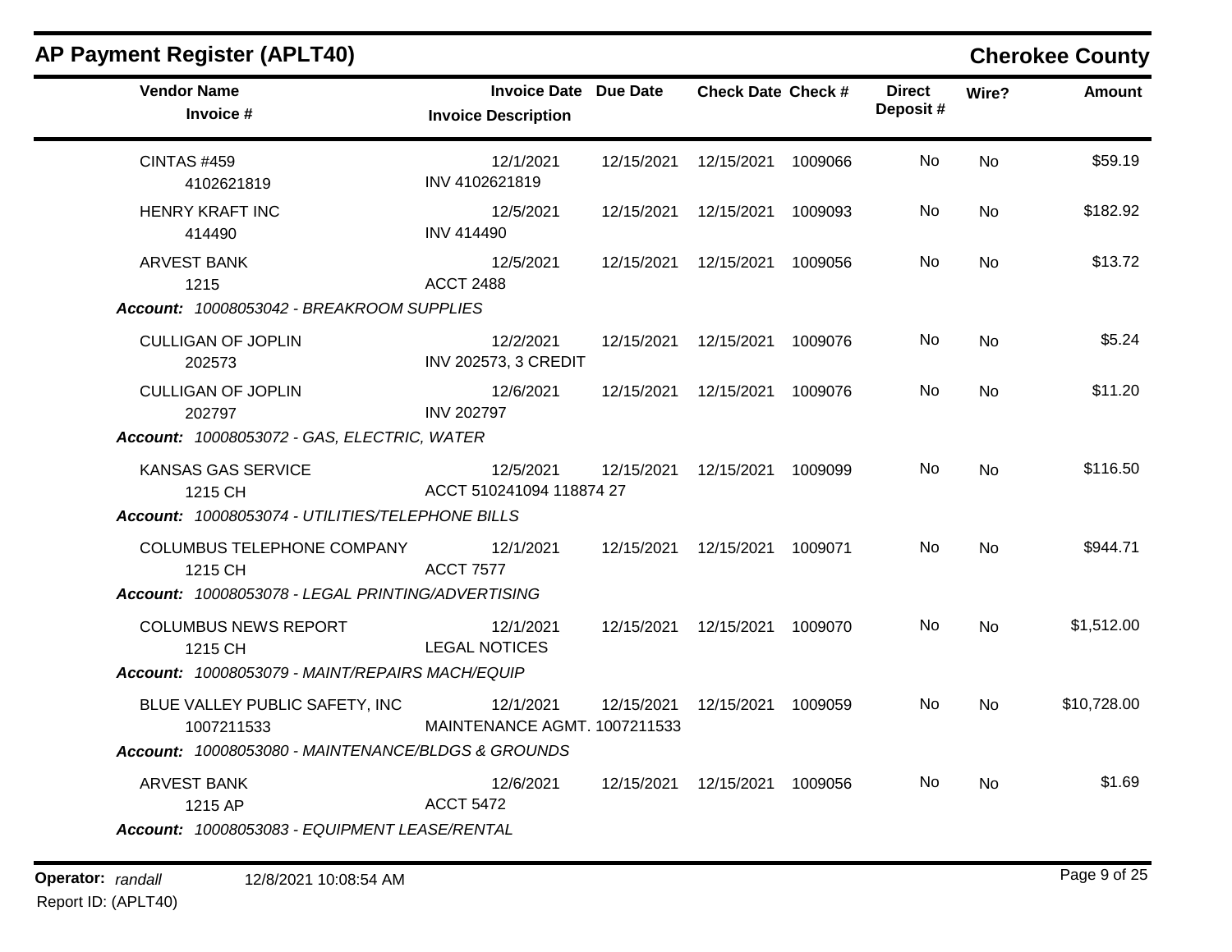## AP Payment Register (APLT40)

**Cherokee County**

| Vendor Name / Invoice # | Invoice Date / Invoice Description | Due Date | Check Date | Check # | Direct Deposit # | Wire? | Amount |
|---|---|---|---|---|---|---|---|
| CINTAS #459<br>4102621819 | 12/1/2021<br>INV 4102621819 | 12/15/2021 | 12/15/2021 | 1009066 | No | No | $59.19 |
| HENRY KRAFT INC<br>414490 | 12/5/2021<br>INV 414490 | 12/15/2021 | 12/15/2021 | 1009093 | No | No | $182.92 |
| ARVEST BANK<br>1215 | 12/5/2021<br>ACCT 2488 | 12/15/2021 | 12/15/2021 | 1009056 | No | No | $13.72 |
| ***Account:*** *10008053042 - BREAKROOM SUPPLIES* | | | | | | | |
| CULLIGAN OF JOPLIN<br>202573 | 12/2/2021<br>INV 202573, 3 CREDIT | 12/15/2021 | 12/15/2021 | 1009076 | No | No | $5.24 |
| CULLIGAN OF JOPLIN<br>202797 | 12/6/2021<br>INV 202797 | 12/15/2021 | 12/15/2021 | 1009076 | No | No | $11.20 |
| ***Account:*** *10008053072 - GAS, ELECTRIC, WATER* | | | | | | | |
| KANSAS GAS SERVICE<br>1215 CH | 12/5/2021<br>ACCT 510241094 118874 27 | 12/15/2021 | 12/15/2021 | 1009099 | No | No | $116.50 |
| ***Account:*** *10008053074 - UTILITIES/TELEPHONE BILLS* | | | | | | | |
| COLUMBUS TELEPHONE COMPANY<br>1215 CH | 12/1/2021<br>ACCT 7577 | 12/15/2021 | 12/15/2021 | 1009071 | No | No | $944.71 |
| ***Account:*** *10008053078 - LEGAL PRINTING/ADVERTISING* | | | | | | | |
| COLUMBUS NEWS REPORT<br>1215 CH | 12/1/2021<br>LEGAL NOTICES | 12/15/2021 | 12/15/2021 | 1009070 | No | No | $1,512.00 |
| ***Account:*** *10008053079 - MAINT/REPAIRS MACH/EQUIP* | | | | | | | |
| BLUE VALLEY PUBLIC SAFETY, INC<br>1007211533 | 12/1/2021<br>MAINTENANCE AGMT. 1007211533 | 12/15/2021 | 12/15/2021 | 1009059 | No | No | $10,728.00 |
| ***Account:*** *10008053080 - MAINTENANCE/BLDGS & GROUNDS* | | | | | | | |
| ARVEST BANK<br>1215 AP | 12/6/2021<br>ACCT 5472 | 12/15/2021 | 12/15/2021 | 1009056 | No | No | $1.69 |
| ***Account:*** *10008053083 - EQUIPMENT LEASE/RENTAL* | | | | | | | |

**Operator:** *randall* 12/8/2021 10:08:54 AM

Report ID: (APLT40)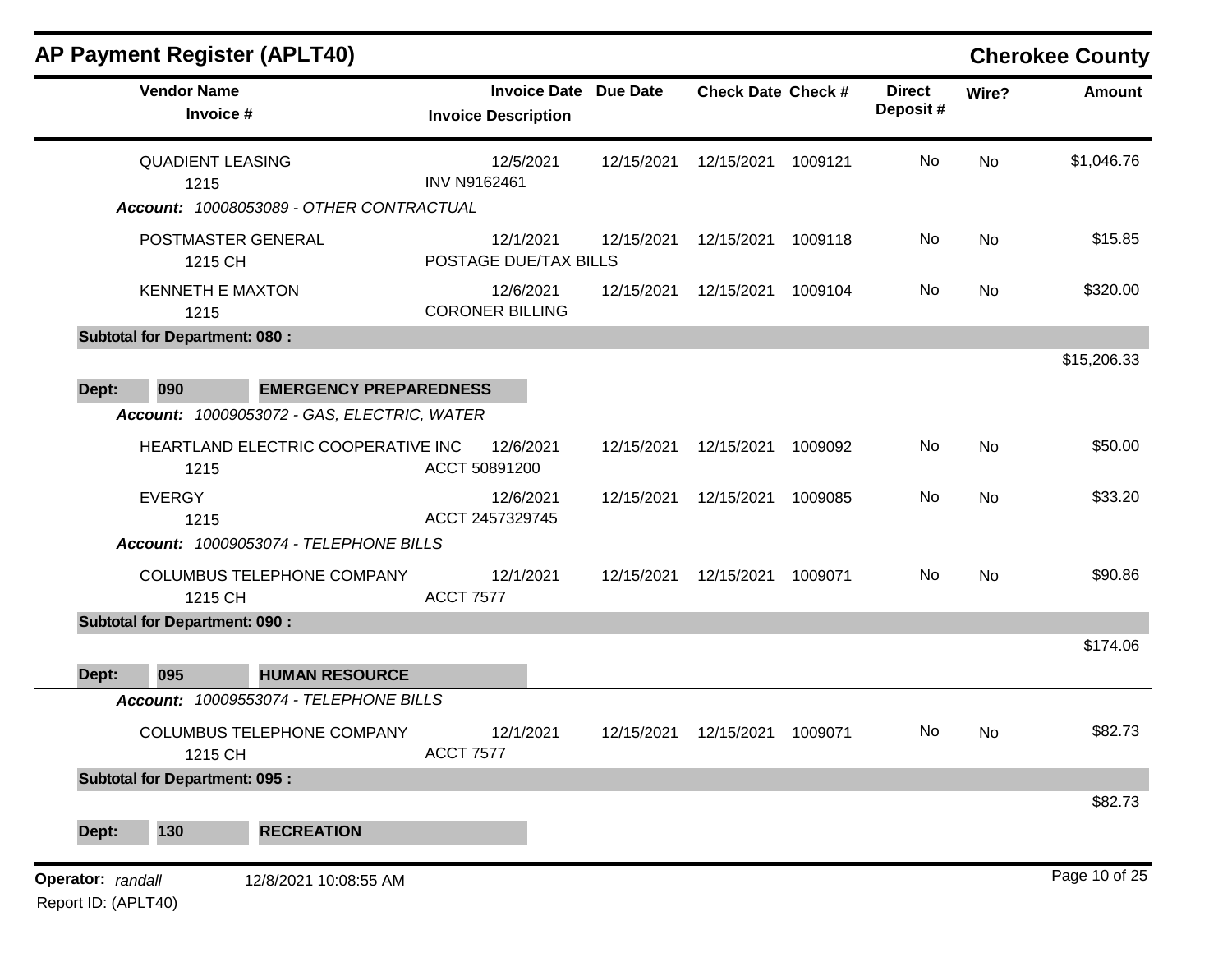## AP Payment Register (APLT40)

**Cherokee County**

| Vendor Name / Invoice # | Invoice Date / Invoice Description | Due Date | Check Date | Check # | Direct Deposit # | Wire? | Amount |
|---|---|---|---|---|---|---|---|
| QUADIENT LEASING<br>1215 | 12/5/2021<br>INV N9162461 | 12/15/2021 | 12/15/2021 | 1009121 | No | No | $1,046.76 |
| ***Account:*** *10008053089 - OTHER CONTRACTUAL* | | | | | | | |
| POSTMASTER GENERAL<br>1215 CH | 12/1/2021<br>POSTAGE DUE/TAX BILLS | 12/15/2021 | 12/15/2021 | 1009118 | No | No | $15.85 |
| KENNETH E MAXTON<br>1215 | 12/6/2021<br>CORONER BILLING | 12/15/2021 | 12/15/2021 | 1009104 | No | No | $320.00 |
| **Subtotal for Department: 080 :** | | | | | | | $15,206.33 |
| **Dept: 090 EMERGENCY PREPAREDNESS** | | | | | | | |
| ***Account:*** *10009053072 - GAS, ELECTRIC, WATER* | | | | | | | |
| HEARTLAND ELECTRIC COOPERATIVE INC<br>1215 | 12/6/2021<br>ACCT 50891200 | 12/15/2021 | 12/15/2021 | 1009092 | No | No | $50.00 |
| EVERGY<br>1215 | 12/6/2021<br>ACCT 2457329745 | 12/15/2021 | 12/15/2021 | 1009085 | No | No | $33.20 |
| ***Account:*** *10009053074 - TELEPHONE BILLS* | | | | | | | |
| COLUMBUS TELEPHONE COMPANY<br>1215 CH | 12/1/2021<br>ACCT 7577 | 12/15/2021 | 12/15/2021 | 1009071 | No | No | $90.86 |
| **Subtotal for Department: 090 :** | | | | | | | $174.06 |
| **Dept: 095 HUMAN RESOURCE** | | | | | | | |
| ***Account:*** *10009553074 - TELEPHONE BILLS* | | | | | | | |
| COLUMBUS TELEPHONE COMPANY<br>1215 CH | 12/1/2021<br>ACCT 7577 | 12/15/2021 | 12/15/2021 | 1009071 | No | No | $82.73 |
| **Subtotal for Department: 095 :** | | | | | | | $82.73 |
| **Dept: 130 RECREATION** | | | | | | | |

**Operator:** *randall* 12/8/2021 10:08:55 AM

Report ID: (APLT40)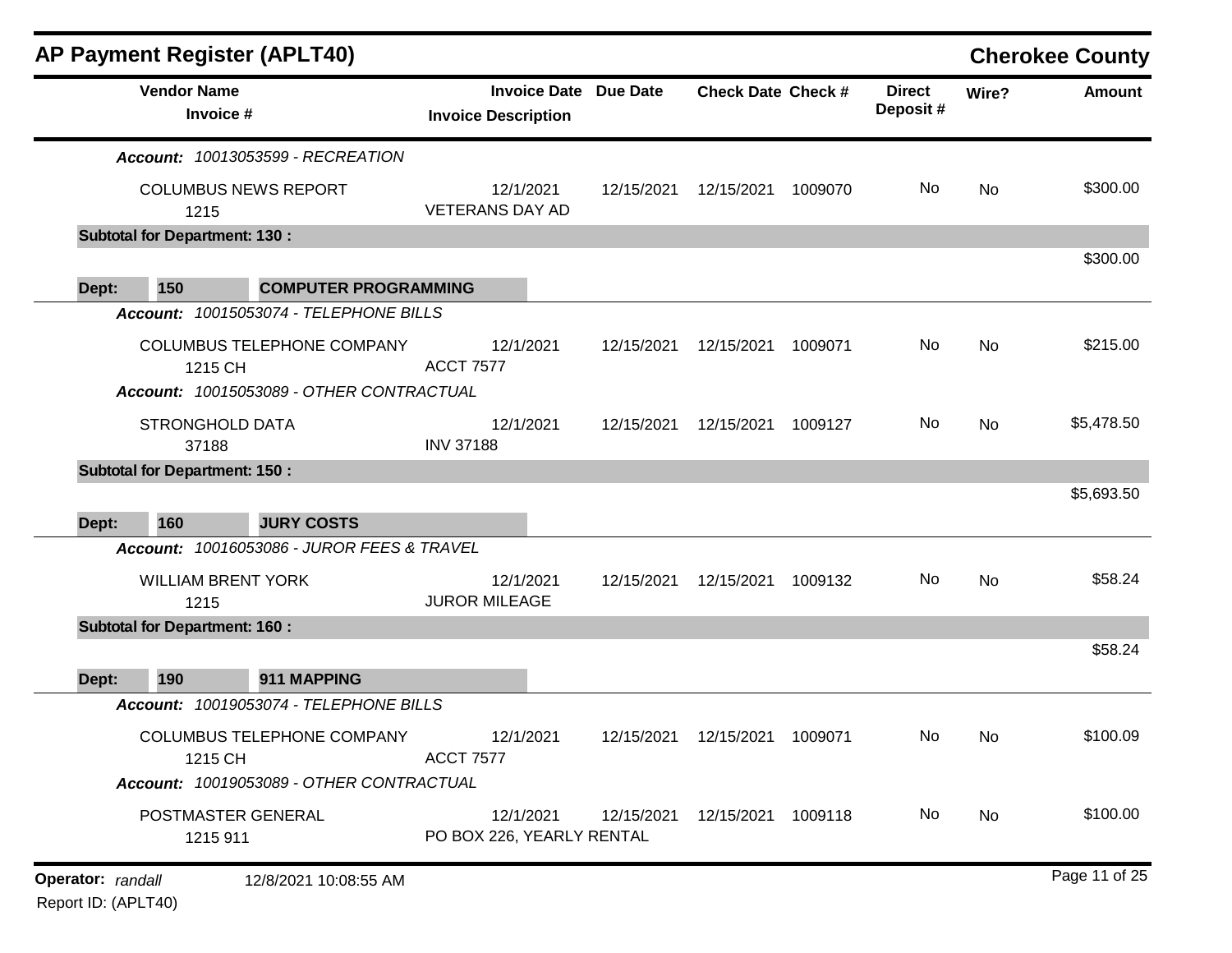# AP Payment Register (APLT40)

## Cherokee County

| Vendor Name / Invoice # | Invoice Date / Invoice Description | Due Date | Check Date | Check # | Direct Deposit # | Wire? | Amount |
|---|---|---|---|---|---|---|---|
| ***Account: 10013053599 - RECREATION*** | | | | | | | |
| COLUMBUS NEWS REPORT<br>1215 | 12/1/2021<br>VETERANS DAY AD | 12/15/2021 | 12/15/2021 | 1009070 | No | No | $300.00 |
| **Subtotal for Department: 130 :** | | | | | | | $300.00 |
| **Dept: 150 COMPUTER PROGRAMMING** | | | | | | | |
| ***Account: 10015053074 - TELEPHONE BILLS*** | | | | | | | |
| COLUMBUS TELEPHONE COMPANY<br>1215 CH | 12/1/2021<br>ACCT 7577 | 12/15/2021 | 12/15/2021 | 1009071 | No | No | $215.00 |
| ***Account: 10015053089 - OTHER CONTRACTUAL*** | | | | | | | |
| STRONGHOLD DATA<br>37188 | 12/1/2021<br>INV 37188 | 12/15/2021 | 12/15/2021 | 1009127 | No | No | $5,478.50 |
| **Subtotal for Department: 150 :** | | | | | | | $5,693.50 |
| **Dept: 160 JURY COSTS** | | | | | | | |
| ***Account: 10016053086 - JUROR FEES & TRAVEL*** | | | | | | | |
| WILLIAM BRENT YORK<br>1215 | 12/1/2021<br>JUROR MILEAGE | 12/15/2021 | 12/15/2021 | 1009132 | No | No | $58.24 |
| **Subtotal for Department: 160 :** | | | | | | | $58.24 |
| **Dept: 190 911 MAPPING** | | | | | | | |
| ***Account: 10019053074 - TELEPHONE BILLS*** | | | | | | | |
| COLUMBUS TELEPHONE COMPANY<br>1215 CH | 12/1/2021<br>ACCT 7577 | 12/15/2021 | 12/15/2021 | 1009071 | No | No | $100.09 |
| ***Account: 10019053089 - OTHER CONTRACTUAL*** | | | | | | | |
| POSTMASTER GENERAL<br>1215 911 | 12/1/2021<br>PO BOX 226, YEARLY RENTAL | 12/15/2021 | 12/15/2021 | 1009118 | No | No | $100.00 |

**Operator:** *randall* 12/8/2021 10:08:55 AM

Report ID: (APLT40)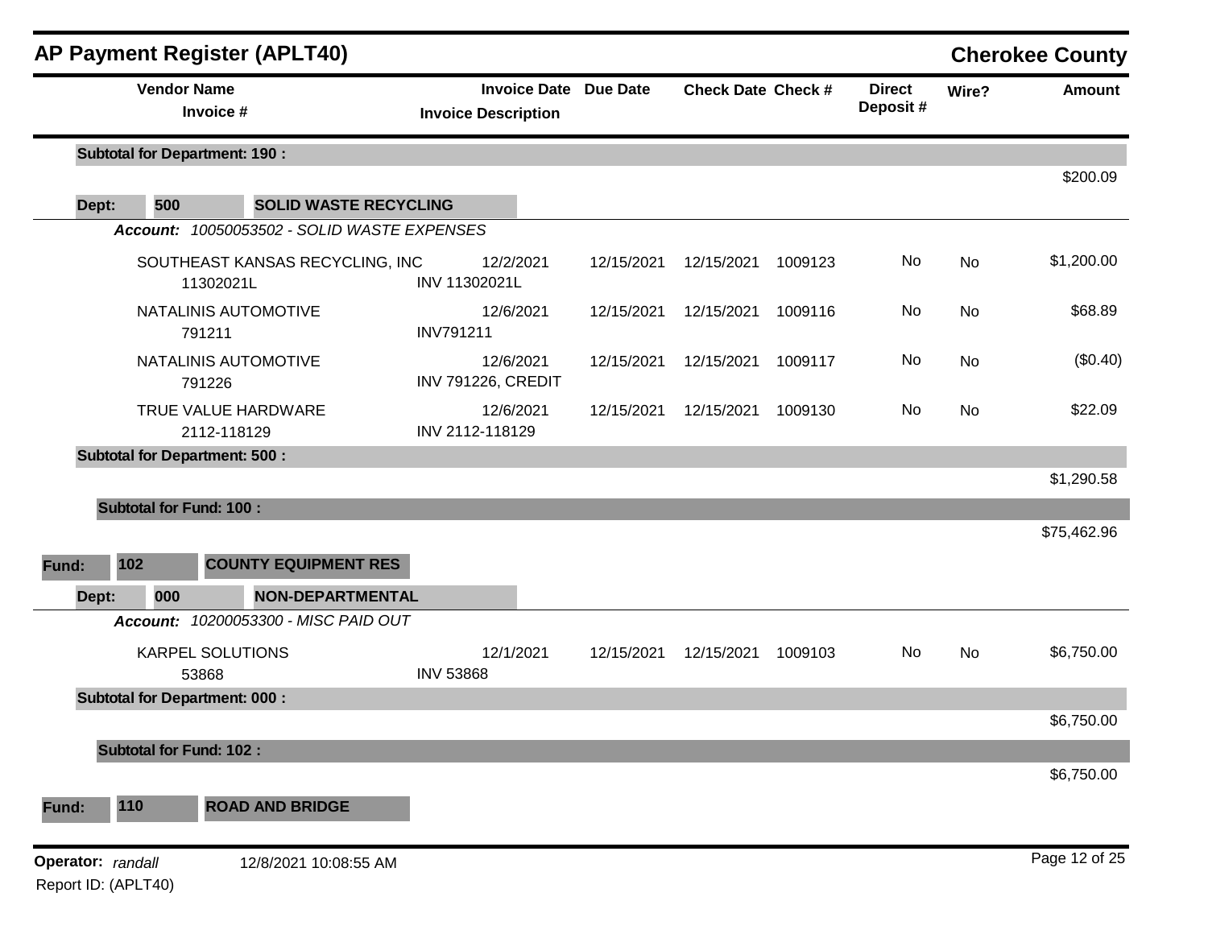# AP Payment Register (APLT40)

## Cherokee County

| Vendor Name / Invoice # | Invoice Date / Invoice Description | Due Date | Check Date | Check # | Direct Deposit # | Wire? | Amount |
|---|---|---|---|---|---|---|---|
| **Subtotal for Department: 190 :** | | | | | | | $200.09 |
| **Dept: 500 SOLID WASTE RECYCLING** | | | | | | | |
| ***Account:*** *10050053502 - SOLID WASTE EXPENSES* | | | | | | | |
| SOUTHEAST KANSAS RECYCLING, INC<br>11302021L | 12/2/2021<br>INV 11302021L | 12/15/2021 | 12/15/2021 | 1009123 | No | No | $1,200.00 |
| NATALINIS AUTOMOTIVE<br>791211 | 12/6/2021<br>INV791211 | 12/15/2021 | 12/15/2021 | 1009116 | No | No | $68.89 |
| NATALINIS AUTOMOTIVE<br>791226 | 12/6/2021<br>INV 791226, CREDIT | 12/15/2021 | 12/15/2021 | 1009117 | No | No | ($0.40) |
| TRUE VALUE HARDWARE<br>2112-118129 | 12/6/2021<br>INV 2112-118129 | 12/15/2021 | 12/15/2021 | 1009130 | No | No | $22.09 |
| **Subtotal for Department: 500 :** | | | | | | | $1,290.58 |
| **Subtotal for Fund: 100 :** | | | | | | | $75,462.96 |
| **Fund: 102 COUNTY EQUIPMENT RES** | | | | | | | |
| **Dept: 000 NON-DEPARTMENTAL** | | | | | | | |
| ***Account:*** *10200053300 - MISC PAID OUT* | | | | | | | |
| KARPEL SOLUTIONS<br>53868 | 12/1/2021<br>INV 53868 | 12/15/2021 | 12/15/2021 | 1009103 | No | No | $6,750.00 |
| **Subtotal for Department: 000 :** | | | | | | | $6,750.00 |
| **Subtotal for Fund: 102 :** | | | | | | | $6,750.00 |
| **Fund: 110 ROAD AND BRIDGE** | | | | | | | |

**Operator:** *randall* 12/8/2021 10:08:55 AM

Report ID: (APLT40)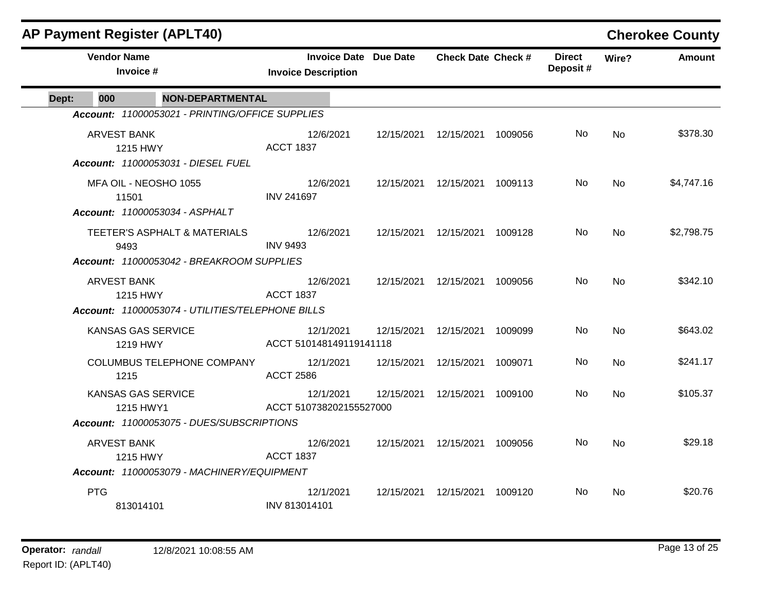# AP Payment Register (APLT40)

## Cherokee County

| Vendor Name / Invoice # | Invoice Date / Invoice Description | Due Date | Check Date | Check # | Direct Deposit # | Wire? | Amount |
|---|---|---|---|---|---|---|---|
| **Dept: 000 NON-DEPARTMENTAL** | | | | | | | |
| ***Account: 11000053021 - PRINTING/OFFICE SUPPLIES*** | | | | | | | |
| ARVEST BANK<br>1215 HWY | 12/6/2021<br>ACCT 1837 | 12/15/2021 | 12/15/2021 | 1009056 | No | No | $378.30 |
| ***Account: 11000053031 - DIESEL FUEL*** | | | | | | | |
| MFA OIL - NEOSHO 1055<br>11501 | 12/6/2021<br>INV 241697 | 12/15/2021 | 12/15/2021 | 1009113 | No | No | $4,747.16 |
| ***Account: 11000053034 - ASPHALT*** | | | | | | | |
| TEETER'S ASPHALT & MATERIALS<br>9493 | 12/6/2021<br>INV 9493 | 12/15/2021 | 12/15/2021 | 1009128 | No | No | $2,798.75 |
| ***Account: 11000053042 - BREAKROOM SUPPLIES*** | | | | | | | |
| ARVEST BANK<br>1215 HWY | 12/6/2021<br>ACCT 1837 | 12/15/2021 | 12/15/2021 | 1009056 | No | No | $342.10 |
| ***Account: 11000053074 - UTILITIES/TELEPHONE BILLS*** | | | | | | | |
| KANSAS GAS SERVICE<br>1219 HWY | 12/1/2021<br>ACCT 510148149119141118 | 12/15/2021 | 12/15/2021 | 1009099 | No | No | $643.02 |
| COLUMBUS TELEPHONE COMPANY<br>1215 | 12/1/2021<br>ACCT 2586 | 12/15/2021 | 12/15/2021 | 1009071 | No | No | $241.17 |
| KANSAS GAS SERVICE<br>1215 HWY1 | 12/1/2021<br>ACCT 510738202155527000 | 12/15/2021 | 12/15/2021 | 1009100 | No | No | $105.37 |
| ***Account: 11000053075 - DUES/SUBSCRIPTIONS*** | | | | | | | |
| ARVEST BANK<br>1215 HWY | 12/6/2021<br>ACCT 1837 | 12/15/2021 | 12/15/2021 | 1009056 | No | No | $29.18 |
| ***Account: 11000053079 - MACHINERY/EQUIPMENT*** | | | | | | | |
| PTG<br>813014101 | 12/1/2021<br>INV 813014101 | 12/15/2021 | 12/15/2021 | 1009120 | No | No | $20.76 |

**Operator:** *randall* 12/8/2021 10:08:55 AM

Report ID: (APLT40)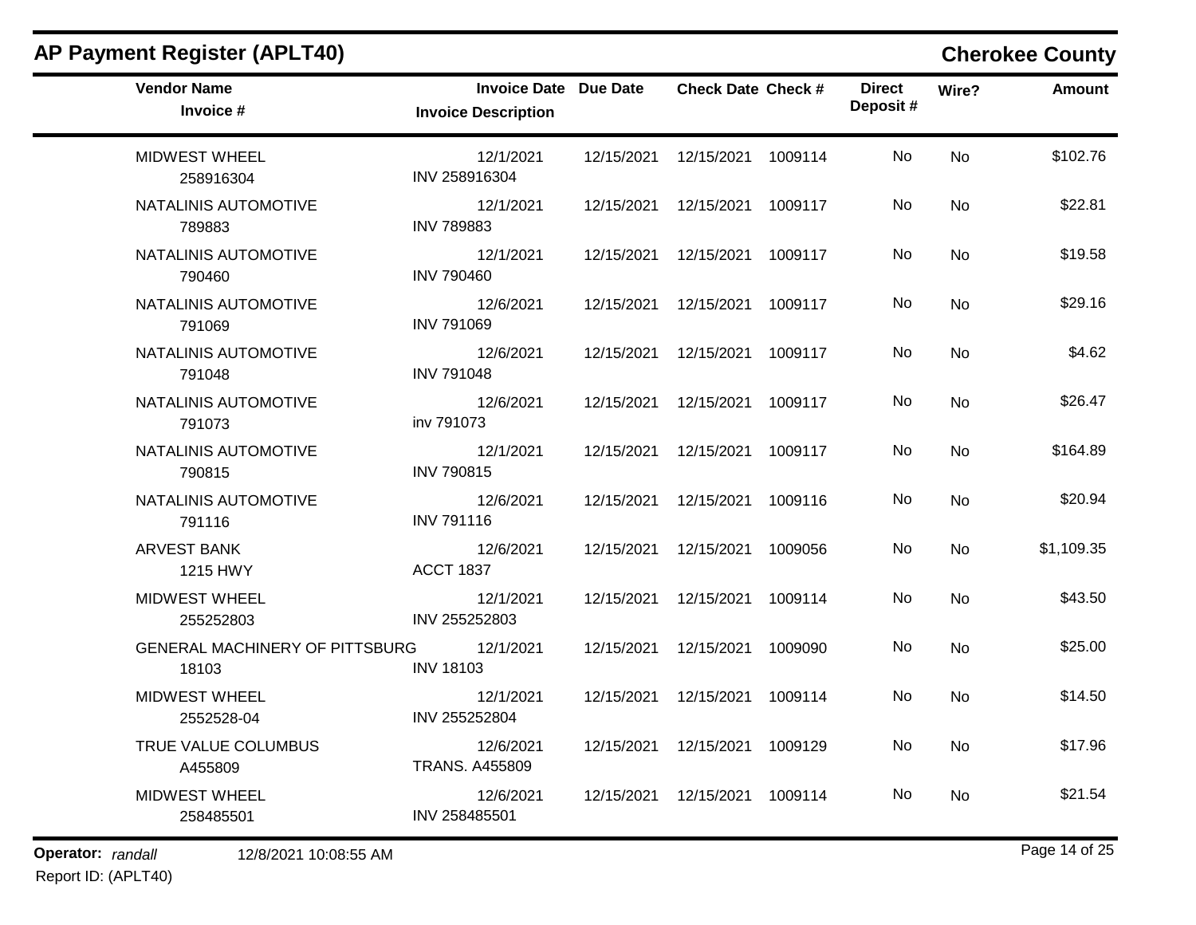# AP Payment Register (APLT40)

## Cherokee County

| Vendor Name / Invoice # | Invoice Date / Invoice Description | Due Date | Check Date | Check # | Direct Deposit # | Wire? | Amount |
|---|---|---|---|---|---|---|---|
| MIDWEST WHEEL<br>258916304 | 12/1/2021<br>INV 258916304 | 12/15/2021 | 12/15/2021 | 1009114 | No | No | $102.76 |
| NATALINIS AUTOMOTIVE<br>789883 | 12/1/2021<br>INV 789883 | 12/15/2021 | 12/15/2021 | 1009117 | No | No | $22.81 |
| NATALINIS AUTOMOTIVE<br>790460 | 12/1/2021<br>INV 790460 | 12/15/2021 | 12/15/2021 | 1009117 | No | No | $19.58 |
| NATALINIS AUTOMOTIVE<br>791069 | 12/6/2021<br>INV 791069 | 12/15/2021 | 12/15/2021 | 1009117 | No | No | $29.16 |
| NATALINIS AUTOMOTIVE<br>791048 | 12/6/2021<br>INV 791048 | 12/15/2021 | 12/15/2021 | 1009117 | No | No | $4.62 |
| NATALINIS AUTOMOTIVE<br>791073 | 12/6/2021<br>inv 791073 | 12/15/2021 | 12/15/2021 | 1009117 | No | No | $26.47 |
| NATALINIS AUTOMOTIVE<br>790815 | 12/1/2021<br>INV 790815 | 12/15/2021 | 12/15/2021 | 1009117 | No | No | $164.89 |
| NATALINIS AUTOMOTIVE<br>791116 | 12/6/2021<br>INV 791116 | 12/15/2021 | 12/15/2021 | 1009116 | No | No | $20.94 |
| ARVEST BANK<br>1215 HWY | 12/6/2021<br>ACCT 1837 | 12/15/2021 | 12/15/2021 | 1009056 | No | No | $1,109.35 |
| MIDWEST WHEEL<br>255252803 | 12/1/2021<br>INV 255252803 | 12/15/2021 | 12/15/2021 | 1009114 | No | No | $43.50 |
| GENERAL MACHINERY OF PITTSBURG<br>18103 | 12/1/2021<br>INV 18103 | 12/15/2021 | 12/15/2021 | 1009090 | No | No | $25.00 |
| MIDWEST WHEEL<br>2552528-04 | 12/1/2021<br>INV 255252804 | 12/15/2021 | 12/15/2021 | 1009114 | No | No | $14.50 |
| TRUE VALUE COLUMBUS<br>A455809 | 12/6/2021<br>TRANS. A455809 | 12/15/2021 | 12/15/2021 | 1009129 | No | No | $17.96 |
| MIDWEST WHEEL<br>258485501 | 12/6/2021<br>INV 258485501 | 12/15/2021 | 12/15/2021 | 1009114 | No | No | $21.54 |

**Operator:** *randall* 12/8/2021 10:08:55 AM
Report ID: (APLT40)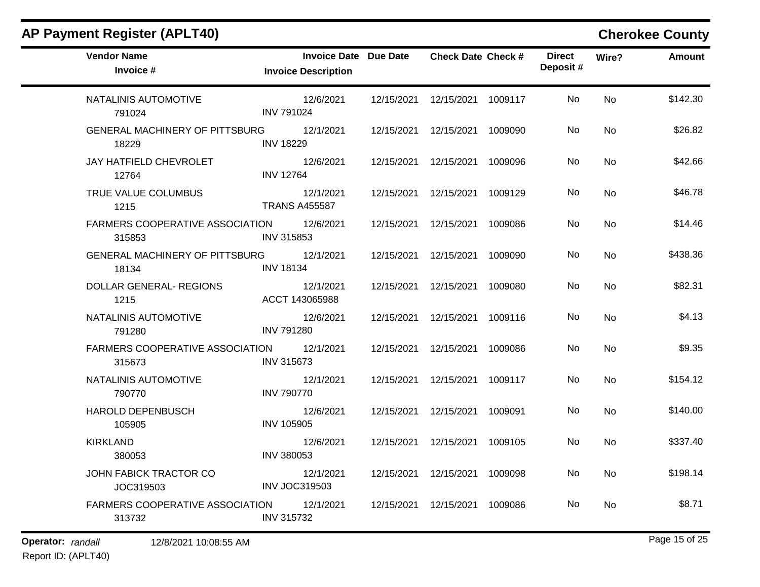## AP Payment Register (APLT40)

## Cherokee County

| Vendor Name / Invoice # | Invoice Date / Invoice Description | Due Date | Check Date | Check # | Direct Deposit # | Wire? | Amount |
|---|---|---|---|---|---|---|---|
| NATALINIS AUTOMOTIVE<br>791024 | 12/6/2021<br>INV 791024 | 12/15/2021 | 12/15/2021 | 1009117 | No | No | $142.30 |
| GENERAL MACHINERY OF PITTSBURG<br>18229 | 12/1/2021<br>INV 18229 | 12/15/2021 | 12/15/2021 | 1009090 | No | No | $26.82 |
| JAY HATFIELD CHEVROLET<br>12764 | 12/6/2021<br>INV 12764 | 12/15/2021 | 12/15/2021 | 1009096 | No | No | $42.66 |
| TRUE VALUE COLUMBUS<br>1215 | 12/1/2021<br>TRANS A455587 | 12/15/2021 | 12/15/2021 | 1009129 | No | No | $46.78 |
| FARMERS COOPERATIVE ASSOCIATION<br>315853 | 12/6/2021<br>INV 315853 | 12/15/2021 | 12/15/2021 | 1009086 | No | No | $14.46 |
| GENERAL MACHINERY OF PITTSBURG<br>18134 | 12/1/2021<br>INV 18134 | 12/15/2021 | 12/15/2021 | 1009090 | No | No | $438.36 |
| DOLLAR GENERAL- REGIONS<br>1215 | 12/1/2021<br>ACCT 143065988 | 12/15/2021 | 12/15/2021 | 1009080 | No | No | $82.31 |
| NATALINIS AUTOMOTIVE<br>791280 | 12/6/2021<br>INV 791280 | 12/15/2021 | 12/15/2021 | 1009116 | No | No | $4.13 |
| FARMERS COOPERATIVE ASSOCIATION<br>315673 | 12/1/2021<br>INV 315673 | 12/15/2021 | 12/15/2021 | 1009086 | No | No | $9.35 |
| NATALINIS AUTOMOTIVE<br>790770 | 12/1/2021<br>INV 790770 | 12/15/2021 | 12/15/2021 | 1009117 | No | No | $154.12 |
| HAROLD DEPENBUSCH<br>105905 | 12/6/2021<br>INV 105905 | 12/15/2021 | 12/15/2021 | 1009091 | No | No | $140.00 |
| KIRKLAND<br>380053 | 12/6/2021<br>INV 380053 | 12/15/2021 | 12/15/2021 | 1009105 | No | No | $337.40 |
| JOHN FABICK TRACTOR CO<br>JOC319503 | 12/1/2021<br>INV JOC319503 | 12/15/2021 | 12/15/2021 | 1009098 | No | No | $198.14 |
| FARMERS COOPERATIVE ASSOCIATION<br>313732 | 12/1/2021<br>INV 315732 | 12/15/2021 | 12/15/2021 | 1009086 | No | No | $8.71 |

**Operator:** *randall* 12/8/2021 10:08:55 AM

Report ID: (APLT40)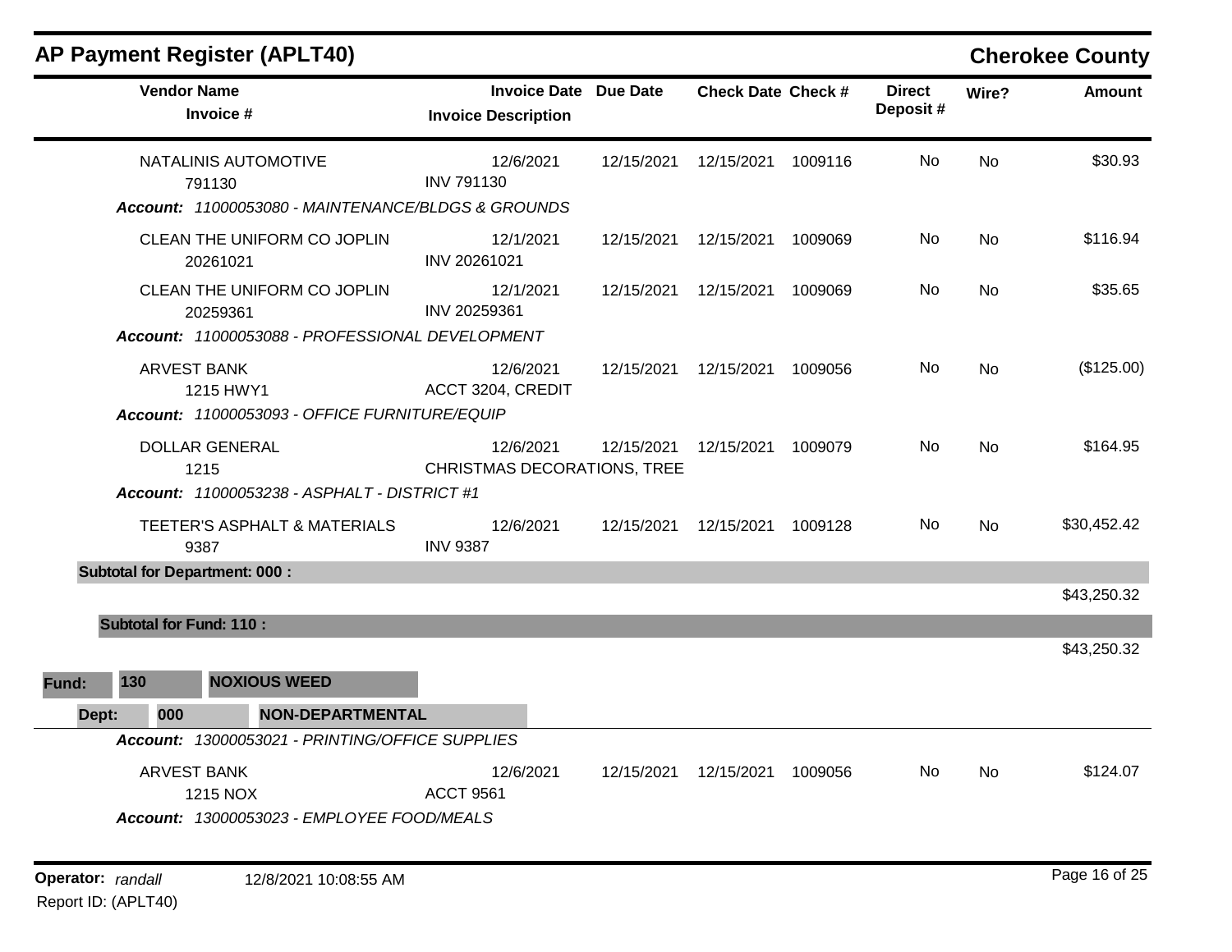## AP Payment Register (APLT40)

**Cherokee County**

| Vendor Name / Invoice # | Invoice Date / Invoice Description | Due Date | Check Date | Check # | Direct Deposit # | Wire? | Amount |
|---|---|---|---|---|---|---|---|
| NATALINIS AUTOMOTIVE<br>791130 | 12/6/2021<br>INV 791130 | 12/15/2021 | 12/15/2021 | 1009116 | No | No | $30.93 |
| ***Account:* 11000053080 - MAINTENANCE/BLDGS & GROUNDS** | | | | | | | |
| CLEAN THE UNIFORM CO JOPLIN<br>20261021 | 12/1/2021<br>INV 20261021 | 12/15/2021 | 12/15/2021 | 1009069 | No | No | $116.94 |
| CLEAN THE UNIFORM CO JOPLIN<br>20259361 | 12/1/2021<br>INV 20259361 | 12/15/2021 | 12/15/2021 | 1009069 | No | No | $35.65 |
| ***Account:* 11000053088 - PROFESSIONAL DEVELOPMENT** | | | | | | | |
| ARVEST BANK<br>1215 HWY1 | 12/6/2021<br>ACCT 3204, CREDIT | 12/15/2021 | 12/15/2021 | 1009056 | No | No | ($125.00) |
| ***Account:* 11000053093 - OFFICE FURNITURE/EQUIP** | | | | | | | |
| DOLLAR GENERAL<br>1215 | 12/6/2021<br>CHRISTMAS DECORATIONS, TREE | 12/15/2021 | 12/15/2021 | 1009079 | No | No | $164.95 |
| ***Account:* 11000053238 - ASPHALT - DISTRICT #1** | | | | | | | |
| TEETER'S ASPHALT & MATERIALS<br>9387 | 12/6/2021<br>INV 9387 | 12/15/2021 | 12/15/2021 | 1009128 | No | No | $30,452.42 |
| **Subtotal for Department: 000 :** | | | | | | | $43,250.32 |
| **Subtotal for Fund: 110 :** | | | | | | | $43,250.32 |

**Fund: 130 NOXIOUS WEED**

**Dept: 000 NON-DEPARTMENTAL**

| Vendor Name / Invoice # | Invoice Date / Invoice Description | Due Date | Check Date | Check # | Direct Deposit # | Wire? | Amount |
|---|---|---|---|---|---|---|---|
| ***Account:* 13000053021 - PRINTING/OFFICE SUPPLIES** | | | | | | | |
| ARVEST BANK<br>1215 NOX | 12/6/2021<br>ACCT 9561 | 12/15/2021 | 12/15/2021 | 1009056 | No | No | $124.07 |
| ***Account:* 13000053023 - EMPLOYEE FOOD/MEALS** | | | | | | | |

**Operator:** *randall* 12/8/2021 10:08:55 AM

Report ID: (APLT40)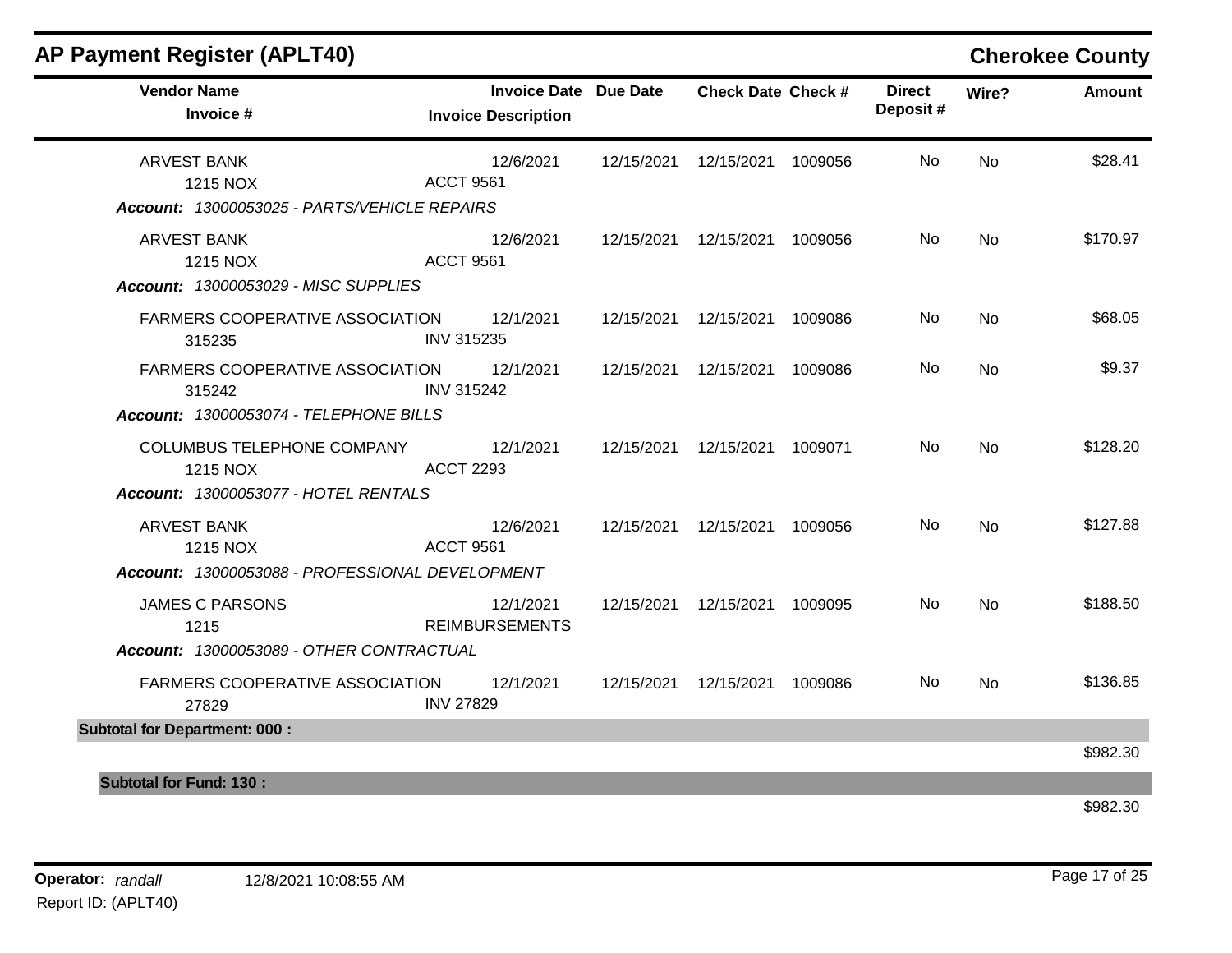## AP Payment Register (APLT40)

**Cherokee County**

| Vendor Name / Invoice # | Invoice Date / Invoice Description | Due Date | Check Date | Check # | Direct Deposit # | Wire? | Amount |
|---|---|---|---|---|---|---|---|
| ARVEST BANK<br>1215 NOX | 12/6/2021<br>ACCT 9561 | 12/15/2021 | 12/15/2021 | 1009056 | No | No | $28.41 |
| ***Account:** 13000053025 - PARTS/VEHICLE REPAIRS* | | | | | | | |
| ARVEST BANK<br>1215 NOX | 12/6/2021<br>ACCT 9561 | 12/15/2021 | 12/15/2021 | 1009056 | No | No | $170.97 |
| ***Account:** 13000053029 - MISC SUPPLIES* | | | | | | | |
| FARMERS COOPERATIVE ASSOCIATION<br>315235 | 12/1/2021<br>INV 315235 | 12/15/2021 | 12/15/2021 | 1009086 | No | No | $68.05 |
| FARMERS COOPERATIVE ASSOCIATION<br>315242 | 12/1/2021<br>INV 315242 | 12/15/2021 | 12/15/2021 | 1009086 | No | No | $9.37 |
| ***Account:** 13000053074 - TELEPHONE BILLS* | | | | | | | |
| COLUMBUS TELEPHONE COMPANY<br>1215 NOX | 12/1/2021<br>ACCT 2293 | 12/15/2021 | 12/15/2021 | 1009071 | No | No | $128.20 |
| ***Account:** 13000053077 - HOTEL RENTALS* | | | | | | | |
| ARVEST BANK<br>1215 NOX | 12/6/2021<br>ACCT 9561 | 12/15/2021 | 12/15/2021 | 1009056 | No | No | $127.88 |
| ***Account:** 13000053088 - PROFESSIONAL DEVELOPMENT* | | | | | | | |
| JAMES C PARSONS<br>1215 | 12/1/2021<br>REIMBURSEMENTS | 12/15/2021 | 12/15/2021 | 1009095 | No | No | $188.50 |
| ***Account:** 13000053089 - OTHER CONTRACTUAL* | | | | | | | |
| FARMERS COOPERATIVE ASSOCIATION<br>27829 | 12/1/2021<br>INV 27829 | 12/15/2021 | 12/15/2021 | 1009086 | No | No | $136.85 |
| **Subtotal for Department: 000 :** | | | | | | | $982.30 |
| **Subtotal for Fund: 130 :** | | | | | | | $982.30 |

**Operator:** *randall* 12/8/2021 10:08:55 AM

Report ID: (APLT40)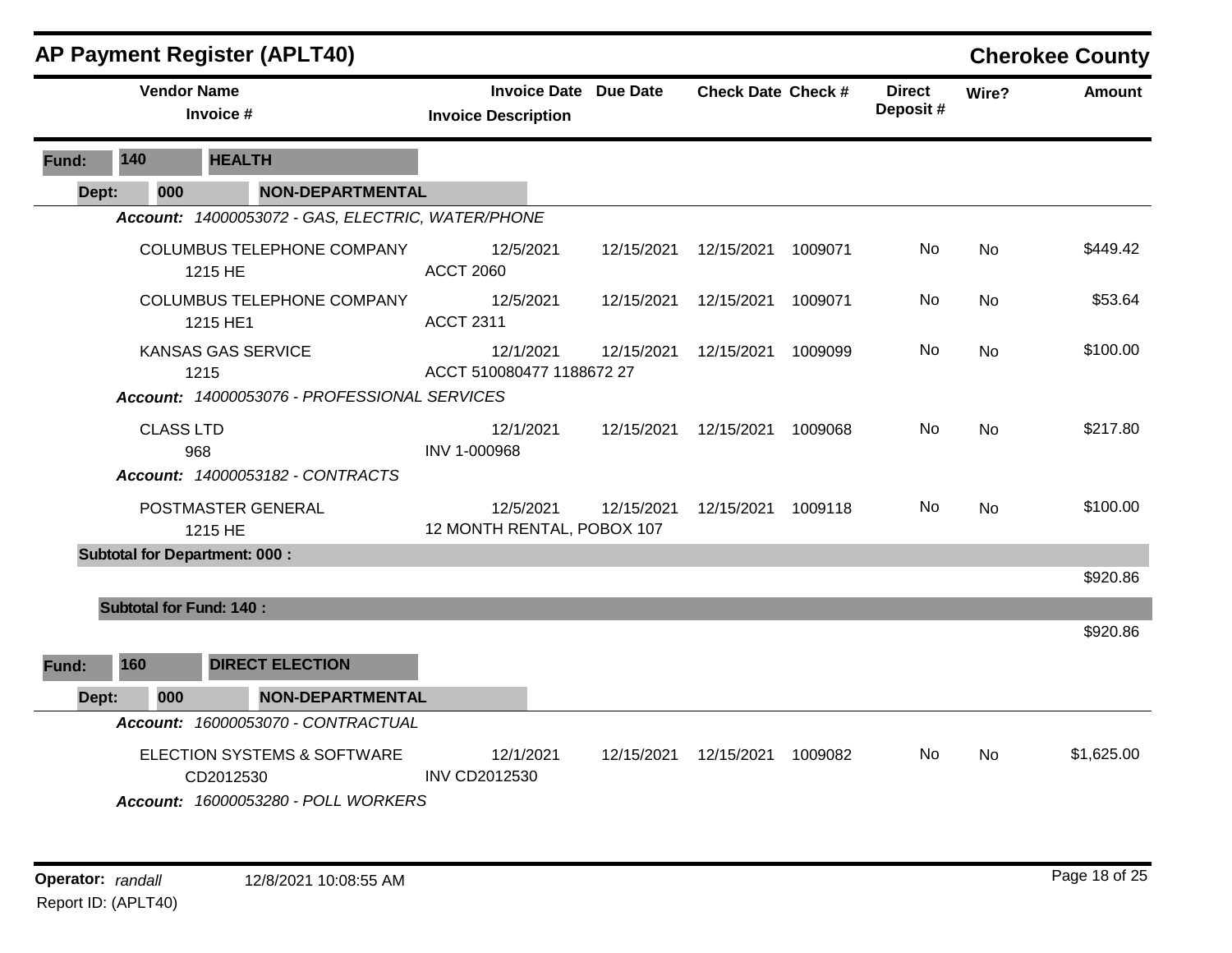## AP Payment Register (APLT40)

**Cherokee County**

| Vendor Name / Invoice # | Invoice Date / Invoice Description | Due Date | Check Date | Check # | Direct Deposit # | Wire? | Amount |
|---|---|---|---|---|---|---|---|
| **Fund: 140 HEALTH** | | | | | | | |
| **Dept: 000 NON-DEPARTMENTAL** | | | | | | | |
| ***Account: 14000053072 - GAS, ELECTRIC, WATER/PHONE*** | | | | | | | |
| COLUMBUS TELEPHONE COMPANY 1215 HE | 12/5/2021 ACCT 2060 | 12/15/2021 | 12/15/2021 | 1009071 | No | No | $449.42 |
| COLUMBUS TELEPHONE COMPANY 1215 HE1 | 12/5/2021 ACCT 2311 | 12/15/2021 | 12/15/2021 | 1009071 | No | No | $53.64 |
| KANSAS GAS SERVICE 1215 | 12/1/2021 ACCT 510080477 1188672 27 | 12/15/2021 | 12/15/2021 | 1009099 | No | No | $100.00 |
| ***Account: 14000053076 - PROFESSIONAL SERVICES*** | | | | | | | |
| CLASS LTD 968 | 12/1/2021 INV 1-000968 | 12/15/2021 | 12/15/2021 | 1009068 | No | No | $217.80 |
| ***Account: 14000053182 - CONTRACTS*** | | | | | | | |
| POSTMASTER GENERAL 1215 HE | 12/5/2021 12 MONTH RENTAL, POBOX 107 | 12/15/2021 | 12/15/2021 | 1009118 | No | No | $100.00 |
| **Subtotal for Department: 000 :** | | | | | | | $920.86 |
| **Subtotal for Fund: 140 :** | | | | | | | $920.86 |
| **Fund: 160 DIRECT ELECTION** | | | | | | | |
| **Dept: 000 NON-DEPARTMENTAL** | | | | | | | |
| ***Account: 16000053070 - CONTRACTUAL*** | | | | | | | |
| ELECTION SYSTEMS & SOFTWARE CD2012530 | 12/1/2021 INV CD2012530 | 12/15/2021 | 12/15/2021 | 1009082 | No | No | $1,625.00 |
| ***Account: 16000053280 - POLL WORKERS*** | | | | | | | |

**Operator:** *randall* 12/8/2021 10:08:55 AM

Report ID: (APLT40)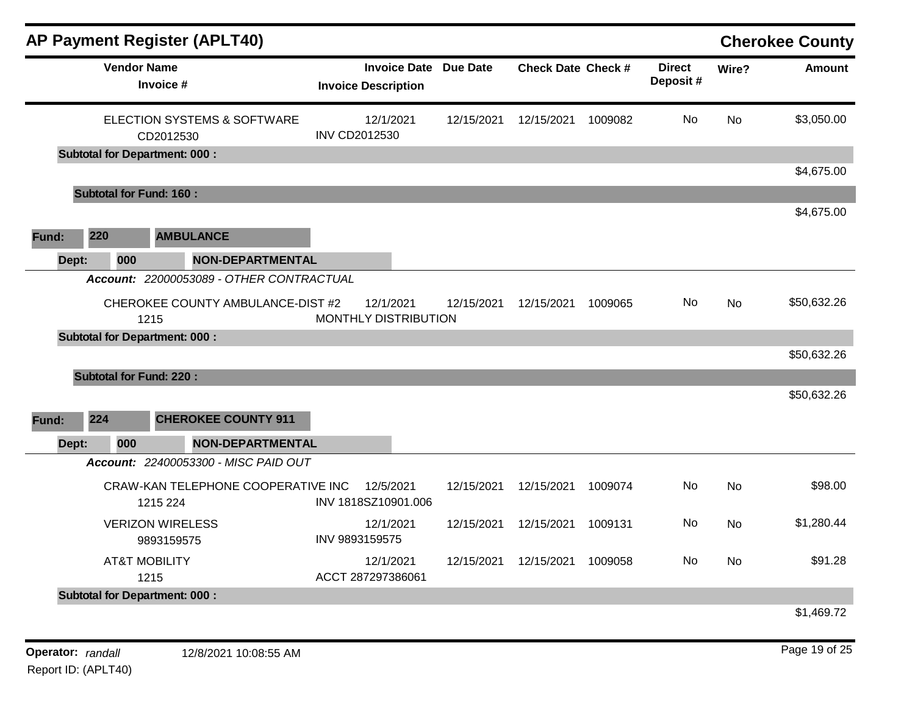# AP Payment Register (APLT40)

## Cherokee County

| Vendor Name / Invoice # | Invoice Date / Invoice Description | Due Date | Check Date | Check # | Direct Deposit # | Wire? | Amount |
|---|---|---|---|---|---|---|---|
| ELECTION SYSTEMS & SOFTWARE<br>CD2012530 | 12/1/2021<br>INV CD2012530 | 12/15/2021 | 12/15/2021 | 1009082 | No | No | $3,050.00 |
| **Subtotal for Department: 000 :** | | | | | | | $4,675.00 |
| **Subtotal for Fund: 160 :** | | | | | | | $4,675.00 |

**Fund: 220 AMBULANCE**

**Dept: 000 NON-DEPARTMENTAL**

***Account:*** *22000053089 - OTHER CONTRACTUAL*

| Vendor Name / Invoice # | Invoice Date / Invoice Description | Due Date | Check Date | Check # | Direct Deposit # | Wire? | Amount |
|---|---|---|---|---|---|---|---|
| CHEROKEE COUNTY AMBULANCE-DIST #2<br>1215 | 12/1/2021<br>MONTHLY DISTRIBUTION | 12/15/2021 | 12/15/2021 | 1009065 | No | No | $50,632.26 |
| **Subtotal for Department: 000 :** | | | | | | | $50,632.26 |
| **Subtotal for Fund: 220 :** | | | | | | | $50,632.26 |

**Fund: 224 CHEROKEE COUNTY 911**

**Dept: 000 NON-DEPARTMENTAL**

***Account:*** *22400053300 - MISC PAID OUT*

| Vendor Name / Invoice # | Invoice Date / Invoice Description | Due Date | Check Date | Check # | Direct Deposit # | Wire? | Amount |
|---|---|---|---|---|---|---|---|
| CRAW-KAN TELEPHONE COOPERATIVE INC<br>1215 224 | 12/5/2021<br>INV 1818SZ10901.006 | 12/15/2021 | 12/15/2021 | 1009074 | No | No | $98.00 |
| VERIZON WIRELESS<br>9893159575 | 12/1/2021<br>INV 9893159575 | 12/15/2021 | 12/15/2021 | 1009131 | No | No | $1,280.44 |
| AT&T MOBILITY<br>1215 | 12/1/2021<br>ACCT 287297386061 | 12/15/2021 | 12/15/2021 | 1009058 | No | No | $91.28 |
| **Subtotal for Department: 000 :** | | | | | | | $1,469.72 |

**Operator:** *randall* 12/8/2021 10:08:55 AM

Report ID: (APLT40)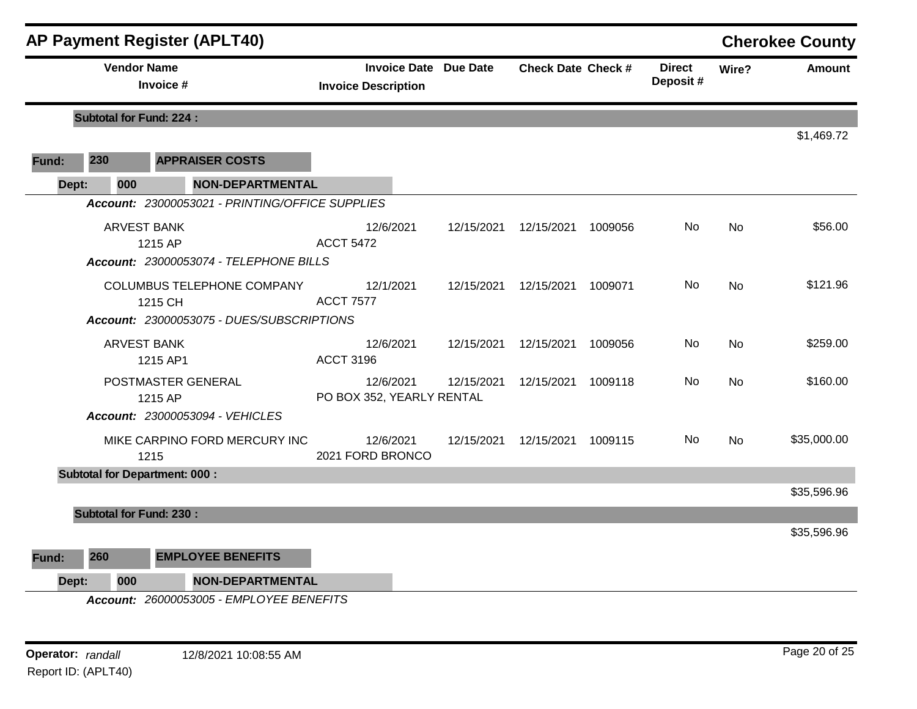# AP Payment Register (APLT40)

## Cherokee County

| Vendor Name / Invoice # | Invoice Date / Invoice Description | Due Date | Check Date | Check # | Direct Deposit # | Wire? | Amount |
|---|---|---|---|---|---|---|---|
| **Subtotal for Fund: 224 :** | | | | | | | $1,469.72 |
| **Fund: 230 APPRAISER COSTS** | | | | | | | |
| **Dept: 000 NON-DEPARTMENTAL** | | | | | | | |
| ***Account: 23000053021 - PRINTING/OFFICE SUPPLIES*** | | | | | | | |
| ARVEST BANK<br>1215 AP | 12/6/2021<br>ACCT 5472 | 12/15/2021 | 12/15/2021 | 1009056 | No | No | $56.00 |
| ***Account: 23000053074 - TELEPHONE BILLS*** | | | | | | | |
| COLUMBUS TELEPHONE COMPANY<br>1215 CH | 12/1/2021<br>ACCT 7577 | 12/15/2021 | 12/15/2021 | 1009071 | No | No | $121.96 |
| ***Account: 23000053075 - DUES/SUBSCRIPTIONS*** | | | | | | | |
| ARVEST BANK<br>1215 AP1 | 12/6/2021<br>ACCT 3196 | 12/15/2021 | 12/15/2021 | 1009056 | No | No | $259.00 |
| POSTMASTER GENERAL<br>1215 AP | 12/6/2021<br>PO BOX 352, YEARLY RENTAL | 12/15/2021 | 12/15/2021 | 1009118 | No | No | $160.00 |
| ***Account: 23000053094 - VEHICLES*** | | | | | | | |
| MIKE CARPINO FORD MERCURY INC<br>1215 | 12/6/2021<br>2021 FORD BRONCO | 12/15/2021 | 12/15/2021 | 1009115 | No | No | $35,000.00 |
| **Subtotal for Department: 000 :** | | | | | | | $35,596.96 |
| **Subtotal for Fund: 230 :** | | | | | | | $35,596.96 |
| **Fund: 260 EMPLOYEE BENEFITS** | | | | | | | |
| **Dept: 000 NON-DEPARTMENTAL** | | | | | | | |
| ***Account: 26000053005 - EMPLOYEE BENEFITS*** | | | | | | | |

**Operator:** *randall* 12/8/2021 10:08:55 AM

Report ID: (APLT40)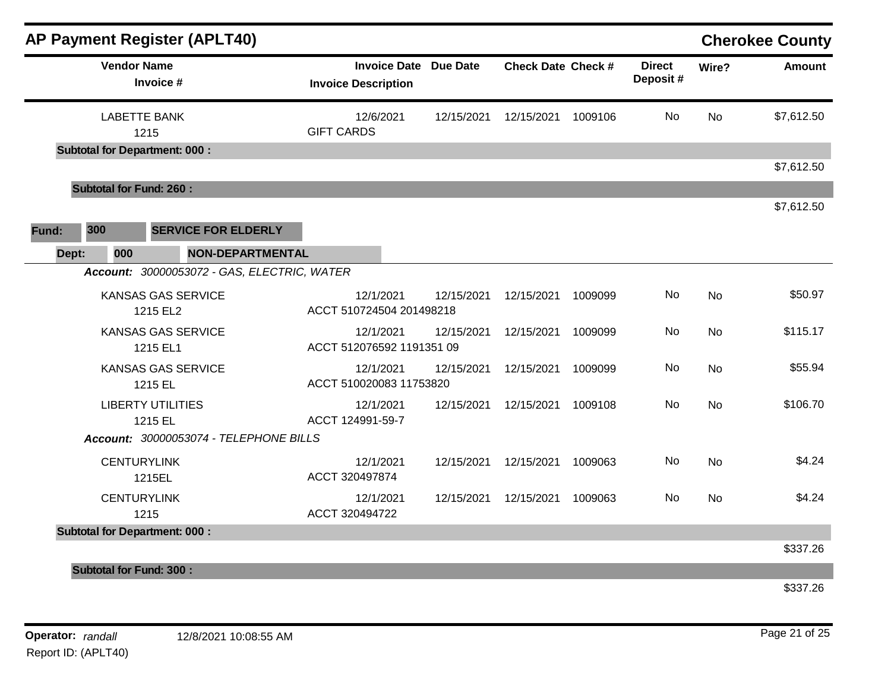## AP Payment Register (APLT40)

**Cherokee County**

| Vendor Name / Invoice # | Invoice Date / Invoice Description | Due Date | Check Date | Check # | Direct Deposit # | Wire? | Amount |
|---|---|---|---|---|---|---|---|
| LABETTE BANK<br>1215 | 12/6/2021<br>GIFT CARDS | 12/15/2021 | 12/15/2021 | 1009106 | No | No | $7,612.50 |
| **Subtotal for Department: 000 :** | | | | | | | $7,612.50 |
| **Subtotal for Fund: 260 :** | | | | | | | $7,612.50 |

**Fund: 300 SERVICE FOR ELDERLY**

**Dept: 000 NON-DEPARTMENTAL**

| Vendor Name / Invoice # | Invoice Date / Invoice Description | Due Date | Check Date | Check # | Direct Deposit # | Wire? | Amount |
|---|---|---|---|---|---|---|---|
| ***Account: 30000053072 - GAS, ELECTRIC, WATER*** | | | | | | | |
| KANSAS GAS SERVICE<br>1215 EL2 | 12/1/2021<br>ACCT 510724504 201498218 | 12/15/2021 | 12/15/2021 | 1009099 | No | No | $50.97 |
| KANSAS GAS SERVICE<br>1215 EL1 | 12/1/2021<br>ACCT 512076592 1191351 09 | 12/15/2021 | 12/15/2021 | 1009099 | No | No | $115.17 |
| KANSAS GAS SERVICE<br>1215 EL | 12/1/2021<br>ACCT 510020083 11753820 | 12/15/2021 | 12/15/2021 | 1009099 | No | No | $55.94 |
| LIBERTY UTILITIES<br>1215 EL | 12/1/2021<br>ACCT 124991-59-7 | 12/15/2021 | 12/15/2021 | 1009108 | No | No | $106.70 |
| ***Account: 30000053074 - TELEPHONE BILLS*** | | | | | | | |
| CENTURYLINK<br>1215EL | 12/1/2021<br>ACCT 320497874 | 12/15/2021 | 12/15/2021 | 1009063 | No | No | $4.24 |
| CENTURYLINK<br>1215 | 12/1/2021<br>ACCT 320494722 | 12/15/2021 | 12/15/2021 | 1009063 | No | No | $4.24 |
| **Subtotal for Department: 000 :** | | | | | | | $337.26 |
| **Subtotal for Fund: 300 :** | | | | | | | $337.26 |

**Operator:** *randall* 12/8/2021 10:08:55 AM

Report ID: (APLT40)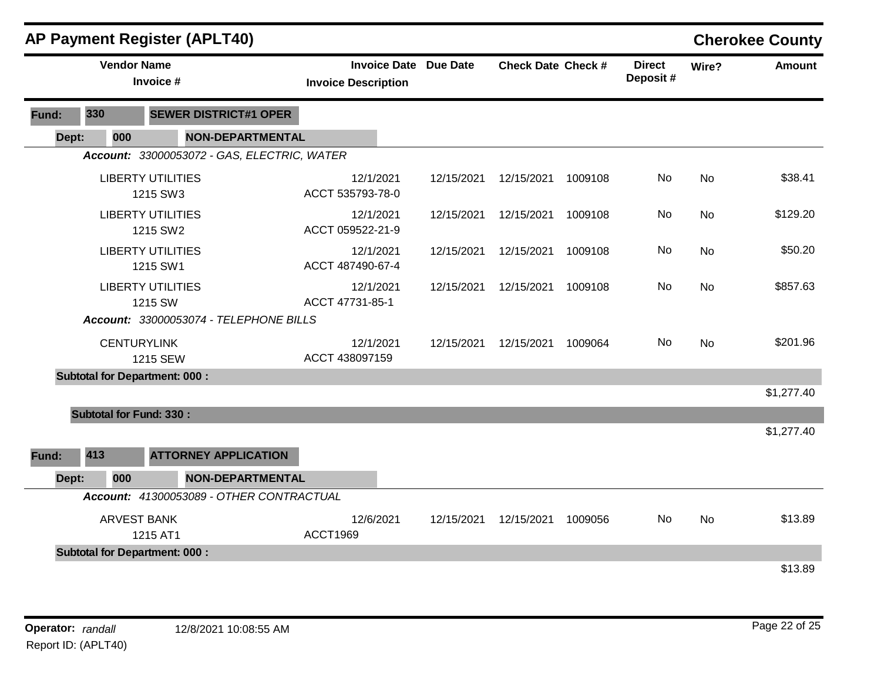## AP Payment Register (APLT40)

**Cherokee County**

| Vendor Name / Invoice # | Invoice Date / Invoice Description | Due Date | Check Date | Check # | Direct Deposit # | Wire? | Amount |
|---|---|---|---|---|---|---|---|
| **Fund: 330 SEWER DISTRICT#1 OPER** | | | | | | | |
| **Dept: 000 NON-DEPARTMENTAL** | | | | | | | |
| ***Account: 33000053072 - GAS, ELECTRIC, WATER*** | | | | | | | |
| LIBERTY UTILITIES<br>1215 SW3 | 12/1/2021<br>ACCT 535793-78-0 | 12/15/2021 | 12/15/2021 | 1009108 | No | No | $38.41 |
| LIBERTY UTILITIES<br>1215 SW2 | 12/1/2021<br>ACCT 059522-21-9 | 12/15/2021 | 12/15/2021 | 1009108 | No | No | $129.20 |
| LIBERTY UTILITIES<br>1215 SW1 | 12/1/2021<br>ACCT 487490-67-4 | 12/15/2021 | 12/15/2021 | 1009108 | No | No | $50.20 |
| LIBERTY UTILITIES<br>1215 SW | 12/1/2021<br>ACCT 47731-85-1 | 12/15/2021 | 12/15/2021 | 1009108 | No | No | $857.63 |
| ***Account: 33000053074 - TELEPHONE BILLS*** | | | | | | | |
| CENTURYLINK<br>1215 SEW | 12/1/2021<br>ACCT 438097159 | 12/15/2021 | 12/15/2021 | 1009064 | No | No | $201.96 |
| **Subtotal for Department: 000 :** | | | | | | | $1,277.40 |
| **Subtotal for Fund: 330 :** | | | | | | | $1,277.40 |
| **Fund: 413 ATTORNEY APPLICATION** | | | | | | | |
| **Dept: 000 NON-DEPARTMENTAL** | | | | | | | |
| ***Account: 41300053089 - OTHER CONTRACTUAL*** | | | | | | | |
| ARVEST BANK<br>1215 AT1 | 12/6/2021<br>ACCT1969 | 12/15/2021 | 12/15/2021 | 1009056 | No | No | $13.89 |
| **Subtotal for Department: 000 :** | | | | | | | $13.89 |

**Operator:** *randall* 12/8/2021 10:08:55 AM

Report ID: (APLT40)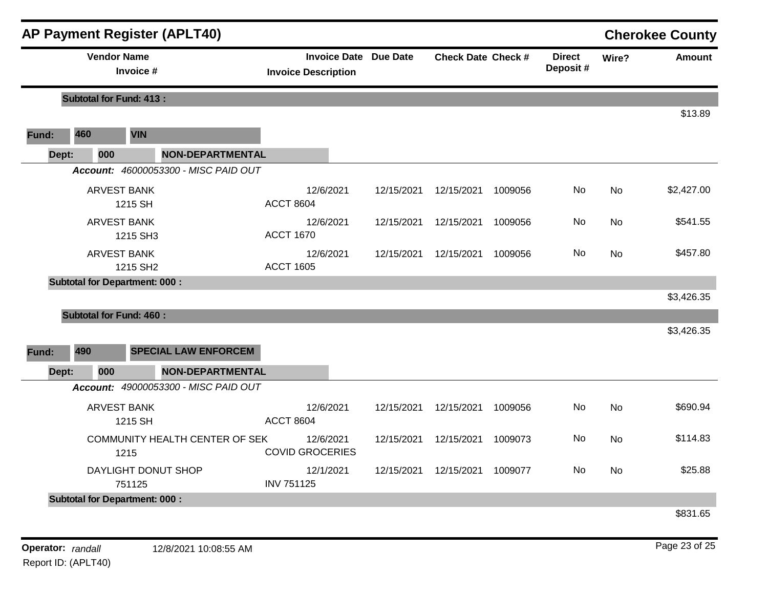## AP Payment Register (APLT40)

**Cherokee County**

| Vendor Name / Invoice # | Invoice Date / Invoice Description | Due Date | Check Date | Check # | Direct Deposit # | Wire? | Amount |
|---|---|---|---|---|---|---|---|
| **Subtotal for Fund: 413 :** | | | | | | | $13.89 |
| **Fund: 460 VIN** | | | | | | | |
| **Dept: 000 NON-DEPARTMENTAL** | | | | | | | |
| ***Account: 46000053300 - MISC PAID OUT*** | | | | | | | |
| ARVEST BANK<br>1215 SH | 12/6/2021<br>ACCT 8604 | 12/15/2021 | 12/15/2021 | 1009056 | No | No | $2,427.00 |
| ARVEST BANK<br>1215 SH3 | 12/6/2021<br>ACCT 1670 | 12/15/2021 | 12/15/2021 | 1009056 | No | No | $541.55 |
| ARVEST BANK<br>1215 SH2 | 12/6/2021<br>ACCT 1605 | 12/15/2021 | 12/15/2021 | 1009056 | No | No | $457.80 |
| **Subtotal for Department: 000 :** | | | | | | | $3,426.35 |
| **Subtotal for Fund: 460 :** | | | | | | | $3,426.35 |
| **Fund: 490 SPECIAL LAW ENFORCEM** | | | | | | | |
| **Dept: 000 NON-DEPARTMENTAL** | | | | | | | |
| ***Account: 49000053300 - MISC PAID OUT*** | | | | | | | |
| ARVEST BANK<br>1215 SH | 12/6/2021<br>ACCT 8604 | 12/15/2021 | 12/15/2021 | 1009056 | No | No | $690.94 |
| COMMUNITY HEALTH CENTER OF SEK<br>1215 | 12/6/2021<br>COVID GROCERIES | 12/15/2021 | 12/15/2021 | 1009073 | No | No | $114.83 |
| DAYLIGHT DONUT SHOP<br>751125 | 12/1/2021<br>INV 751125 | 12/15/2021 | 12/15/2021 | 1009077 | No | No | $25.88 |
| **Subtotal for Department: 000 :** | | | | | | | $831.65 |

**Operator:** *randall* 12/8/2021 10:08:55 AM

Report ID: (APLT40)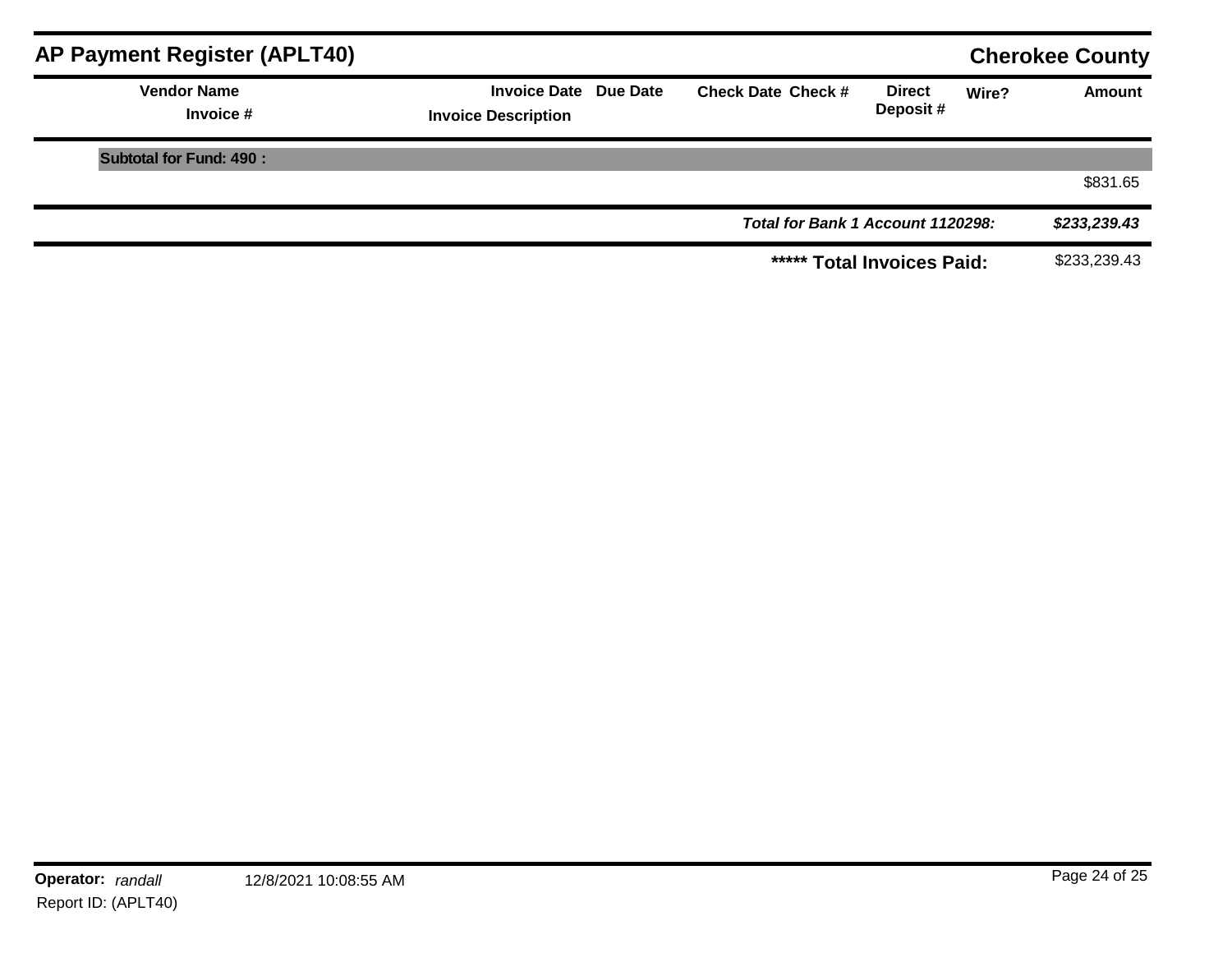## AP Payment Register (APLT40)

**Cherokee County**

| Vendor Name / Invoice # | Invoice Date / Invoice Description | Due Date | Check Date | Check # | Direct Deposit # | Wire? | Amount |
|---|---|---|---|---|---|---|---|
| **Subtotal for Fund: 490 :** | | | | | | | |
| | | | | | | | $831.65 |
| | | | | | ***Total for Bank 1 Account 1120298:*** | | ***$233,239.43*** |
| | | | | | **\*\*\*\*\* Total Invoices Paid:** | | $233,239.43 |

**Operator:** *randall* 12/8/2021 10:08:55 AM
Report ID: (APLT40)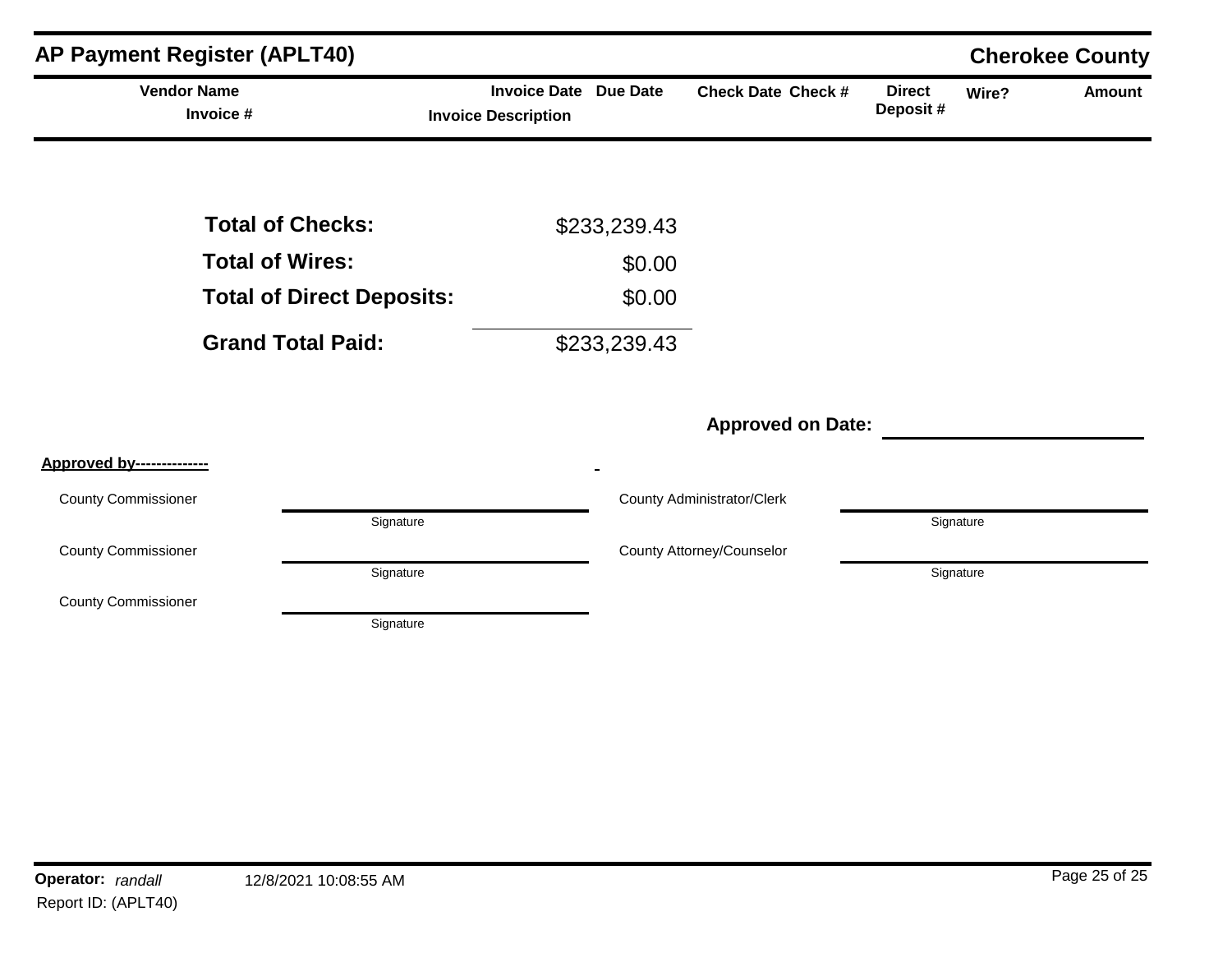## AP Payment Register (APLT40)

**Cherokee County**

| Vendor Name / Invoice # | Invoice Date / Invoice Description | Due Date | Check Date | Check # | Direct Deposit # | Wire? | Amount |
|---|---|---|---|---|---|---|---|

| | |
|---|---|
| **Total of Checks:** | $233,239.43 |
| **Total of Wires:** | $0.00 |
| **Total of Direct Deposits:** | $0.00 |
| **Grand Total Paid:** | $233,239.43 |

**Approved on Date:** ____________________

**Approved by-------------**

County Commissioner ____________________
Signature

County Administrator/Clerk ____________________
Signature

County Commissioner ____________________
Signature

County Attorney/Counselor ____________________
Signature

County Commissioner ____________________
Signature

**Operator:** *randall* 12/8/2021 10:08:55 AM

Report ID: (APLT40)